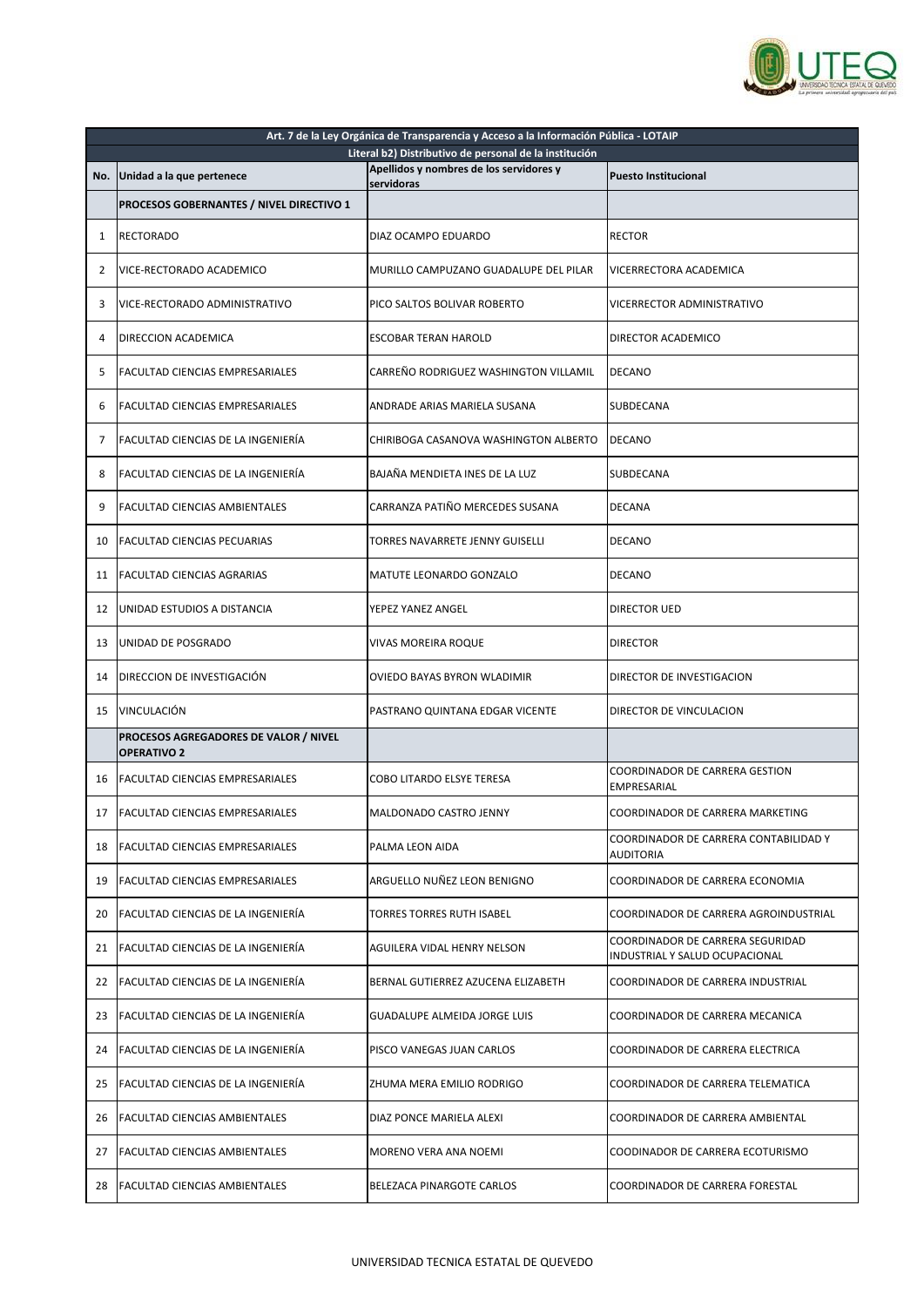| Art. 7 de la Ley Orgánica de Transparencia y Acceso a la Información Pública - LOTAIP | | | |
|---|---|---|---|
| Literal b2) Distributivo de personal de la institución | | | |
| **No.** | **Unidad a la que pertenece** | **Apellidos y nombres de los servidores y servidoras** | **Puesto Institucional** |
| | **PROCESOS GOBERNANTES / NIVEL DIRECTIVO 1** | | |
| 1 | RECTORADO | DIAZ OCAMPO EDUARDO | RECTOR |
| 2 | VICE-RECTORADO ACADEMICO | MURILLO CAMPUZANO GUADALUPE DEL PILAR | VICERRECTORA ACADEMICA |
| 3 | VICE-RECTORADO ADMINISTRATIVO | PICO SALTOS BOLIVAR ROBERTO | VICERRECTOR ADMINISTRATIVO |
| 4 | DIRECCION ACADEMICA | ESCOBAR TERAN HAROLD | DIRECTOR ACADEMICO |
| 5 | FACULTAD CIENCIAS EMPRESARIALES | CARREÑO RODRIGUEZ WASHINGTON VILLAMIL | DECANO |
| 6 | FACULTAD CIENCIAS EMPRESARIALES | ANDRADE ARIAS MARIELA SUSANA | SUBDECANA |
| 7 | FACULTAD CIENCIAS DE LA INGENIERÍA | CHIRIBOGA CASANOVA WASHINGTON ALBERTO | DECANO |
| 8 | FACULTAD CIENCIAS DE LA INGENIERÍA | BAJAÑA MENDIETA INES DE LA LUZ | SUBDECANA |
| 9 | FACULTAD CIENCIAS AMBIENTALES | CARRANZA PATIÑO MERCEDES SUSANA | DECANA |
| 10 | FACULTAD CIENCIAS PECUARIAS | TORRES NAVARRETE JENNY GUISELLI | DECANO |
| 11 | FACULTAD CIENCIAS AGRARIAS | MATUTE LEONARDO GONZALO | DECANO |
| 12 | UNIDAD ESTUDIOS A DISTANCIA | YEPEZ YANEZ ANGEL | DIRECTOR UED |
| 13 | UNIDAD DE POSGRADO | VIVAS MOREIRA ROQUE | DIRECTOR |
| 14 | DIRECCION DE INVESTIGACIÓN | OVIEDO BAYAS BYRON WLADIMIR | DIRECTOR DE INVESTIGACION |
| 15 | VINCULACIÓN | PASTRANO QUINTANA EDGAR VICENTE | DIRECTOR DE VINCULACION |
| | **PROCESOS AGREGADORES DE VALOR / NIVEL OPERATIVO 2** | | |
| 16 | FACULTAD CIENCIAS EMPRESARIALES | COBO LITARDO ELSYE TERESA | COORDINADOR DE CARRERA GESTION EMPRESARIAL |
| 17 | FACULTAD CIENCIAS EMPRESARIALES | MALDONADO CASTRO JENNY | COORDINADOR DE CARRERA MARKETING |
| 18 | FACULTAD CIENCIAS EMPRESARIALES | PALMA LEON AIDA | COORDINADOR DE CARRERA CONTABILIDAD Y AUDITORIA |
| 19 | FACULTAD CIENCIAS EMPRESARIALES | ARGUELLO NUÑEZ LEON BENIGNO | COORDINADOR DE CARRERA ECONOMIA |
| 20 | FACULTAD CIENCIAS DE LA INGENIERÍA | TORRES TORRES RUTH ISABEL | COORDINADOR DE CARRERA AGROINDUSTRIAL |
| 21 | FACULTAD CIENCIAS DE LA INGENIERÍA | AGUILERA VIDAL HENRY NELSON | COORDINADOR DE CARRERA SEGURIDAD INDUSTRIAL Y SALUD OCUPACIONAL |
| 22 | FACULTAD CIENCIAS DE LA INGENIERÍA | BERNAL GUTIERREZ AZUCENA ELIZABETH | COORDINADOR DE CARRERA INDUSTRIAL |
| 23 | FACULTAD CIENCIAS DE LA INGENIERÍA | GUADALUPE ALMEIDA JORGE LUIS | COORDINADOR DE CARRERA MECANICA |
| 24 | FACULTAD CIENCIAS DE LA INGENIERÍA | PISCO VANEGAS JUAN CARLOS | COORDINADOR DE CARRERA ELECTRICA |
| 25 | FACULTAD CIENCIAS DE LA INGENIERÍA | ZHUMA MERA EMILIO RODRIGO | COORDINADOR DE CARRERA TELEMATICA |
| 26 | FACULTAD CIENCIAS AMBIENTALES | DIAZ PONCE MARIELA ALEXI | COORDINADOR DE CARRERA AMBIENTAL |
| 27 | FACULTAD CIENCIAS AMBIENTALES | MORENO VERA ANA NOEMI | COODINADOR DE CARRERA ECOTURISMO |
| 28 | FACULTAD CIENCIAS AMBIENTALES | BELEZACA PINARGOTE CARLOS | COORDINADOR DE CARRERA FORESTAL |

UNIVERSIDAD TECNICA ESTATAL DE QUEVEDO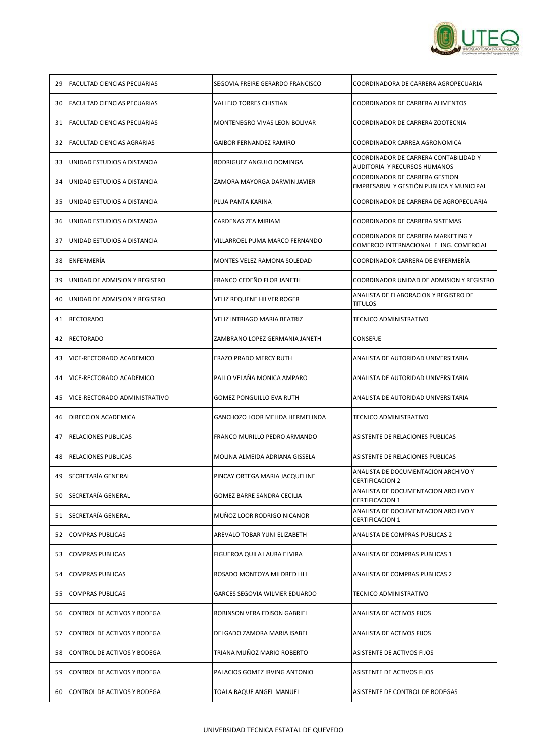| 29 | FACULTAD CIENCIAS PECUARIAS | SEGOVIA FREIRE GERARDO FRANCISCO | COORDINADORA DE CARRERA AGROPECUARIA |
|---|---|---|---|
| 30 | FACULTAD CIENCIAS PECUARIAS | VALLEJO TORRES CHISTIAN | COORDINADOR DE CARRERA ALIMENTOS |
| 31 | FACULTAD CIENCIAS PECUARIAS | MONTENEGRO VIVAS LEON BOLIVAR | COORDINADOR DE CARRERA ZOOTECNIA |
| 32 | FACULTAD CIENCIAS AGRARIAS | GAIBOR FERNANDEZ RAMIRO | COORDINADOR CARREA AGRONOMICA |
| 33 | UNIDAD ESTUDIOS A DISTANCIA | RODRIGUEZ ANGULO DOMINGA | COORDINADOR DE CARRERA CONTABILIDAD Y AUDITORIA Y RECURSOS HUMANOS |
| 34 | UNIDAD ESTUDIOS A DISTANCIA | ZAMORA MAYORGA DARWIN JAVIER | COORDINADOR DE CARRERA GESTION EMPRESARIAL Y GESTIÓN PUBLICA Y MUNICIPAL |
| 35 | UNIDAD ESTUDIOS A DISTANCIA | PLUA PANTA KARINA | COORDINADOR DE CARRERA DE AGROPECUARIA |
| 36 | UNIDAD ESTUDIOS A DISTANCIA | CARDENAS ZEA MIRIAM | COORDINADOR DE CARRERA SISTEMAS |
| 37 | UNIDAD ESTUDIOS A DISTANCIA | VILLARROEL PUMA MARCO FERNANDO | COORDINADOR DE CARRERA MARKETING Y COMERCIO INTERNACIONAL E ING. COMERCIAL |
| 38 | ENFERMERÍA | MONTES VELEZ RAMONA SOLEDAD | COORDINADOR CARRERA DE ENFERMERÍA |
| 39 | UNIDAD DE ADMISION Y REGISTRO | FRANCO CEDEÑO FLOR JANETH | COORDINADOR UNIDAD DE ADMISION Y REGISTRO |
| 40 | UNIDAD DE ADMISION Y REGISTRO | VELIZ REQUENE HILVER ROGER | ANALISTA DE ELABORACION Y REGISTRO DE TITULOS |
| 41 | RECTORADO | VELIZ INTRIAGO MARIA BEATRIZ | TECNICO ADMINISTRATIVO |
| 42 | RECTORADO | ZAMBRANO LOPEZ GERMANIA JANETH | CONSERJE |
| 43 | VICE-RECTORADO ACADEMICO | ERAZO PRADO MERCY RUTH | ANALISTA DE AUTORIDAD UNIVERSITARIA |
| 44 | VICE-RECTORADO ACADEMICO | PALLO VELAÑA MONICA AMPARO | ANALISTA DE AUTORIDAD UNIVERSITARIA |
| 45 | VICE-RECTORADO ADMINISTRATIVO | GOMEZ PONGUILLO EVA RUTH | ANALISTA DE AUTORIDAD UNIVERSITARIA |
| 46 | DIRECCION ACADEMICA | GANCHOZO LOOR MELIDA HERMELINDA | TECNICO ADMINISTRATIVO |
| 47 | RELACIONES PUBLICAS | FRANCO MURILLO PEDRO ARMANDO | ASISTENTE DE RELACIONES PUBLICAS |
| 48 | RELACIONES PUBLICAS | MOLINA ALMEIDA ADRIANA GISSELA | ASISTENTE DE RELACIONES PUBLICAS |
| 49 | SECRETARÍA GENERAL | PINCAY ORTEGA MARIA JACQUELINE | ANALISTA DE DOCUMENTACION ARCHIVO Y CERTIFICACION 2 |
| 50 | SECRETARÍA GENERAL | GOMEZ BARRE SANDRA CECILIA | ANALISTA DE DOCUMENTACION ARCHIVO Y CERTIFICACION 1 |
| 51 | SECRETARÍA GENERAL | MUÑOZ LOOR RODRIGO NICANOR | ANALISTA DE DOCUMENTACION ARCHIVO Y CERTIFICACION 1 |
| 52 | COMPRAS PUBLICAS | AREVALO TOBAR YUNI ELIZABETH | ANALISTA DE COMPRAS PUBLICAS 2 |
| 53 | COMPRAS PUBLICAS | FIGUEROA QUILA LAURA ELVIRA | ANALISTA DE COMPRAS PUBLICAS 1 |
| 54 | COMPRAS PUBLICAS | ROSADO MONTOYA MILDRED LILI | ANALISTA DE COMPRAS PUBLICAS 2 |
| 55 | COMPRAS PUBLICAS | GARCES SEGOVIA WILMER EDUARDO | TECNICO ADMINISTRATIVO |
| 56 | CONTROL DE ACTIVOS Y BODEGA | ROBINSON VERA EDISON GABRIEL | ANALISTA DE ACTIVOS FIJOS |
| 57 | CONTROL DE ACTIVOS Y BODEGA | DELGADO ZAMORA MARIA ISABEL | ANALISTA DE ACTIVOS FIJOS |
| 58 | CONTROL DE ACTIVOS Y BODEGA | TRIANA MUÑOZ MARIO ROBERTO | ASISTENTE DE ACTIVOS FIJOS |
| 59 | CONTROL DE ACTIVOS Y BODEGA | PALACIOS GOMEZ IRVING ANTONIO | ASISTENTE DE ACTIVOS FIJOS |
| 60 | CONTROL DE ACTIVOS Y BODEGA | TOALA BAQUE ANGEL MANUEL | ASISTENTE DE CONTROL DE BODEGAS |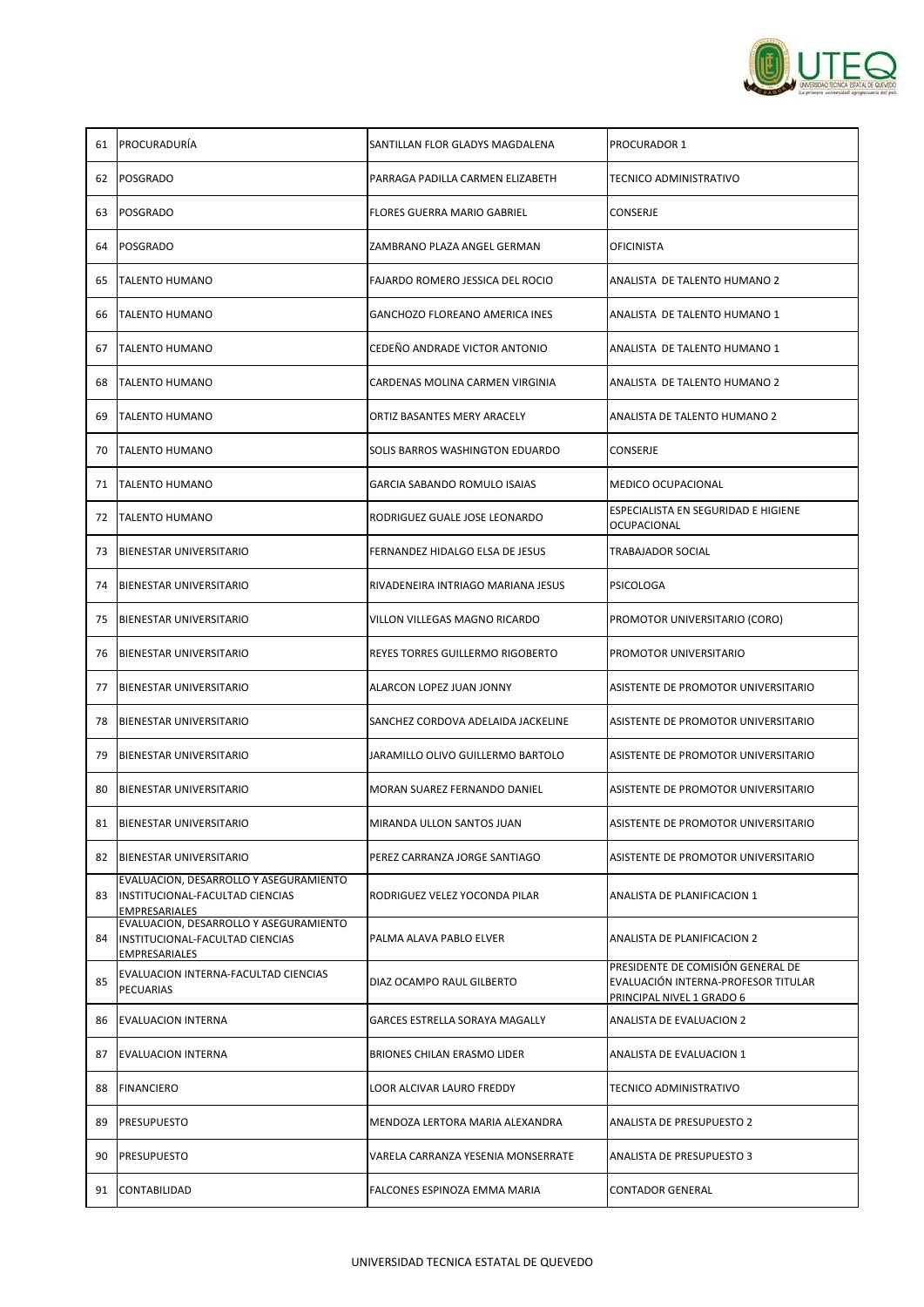| | | | |
|---|---|---|---|
| 61 | PROCURADURÍA | SANTILLAN FLOR GLADYS MAGDALENA | PROCURADOR 1 |
| 62 | POSGRADO | PARRAGA PADILLA CARMEN ELIZABETH | TECNICO ADMINISTRATIVO |
| 63 | POSGRADO | FLORES GUERRA MARIO GABRIEL | CONSERJE |
| 64 | POSGRADO | ZAMBRANO PLAZA ANGEL GERMAN | OFICINISTA |
| 65 | TALENTO HUMANO | FAJARDO ROMERO JESSICA DEL ROCIO | ANALISTA DE TALENTO HUMANO 2 |
| 66 | TALENTO HUMANO | GANCHOZO FLOREANO AMERICA INES | ANALISTA DE TALENTO HUMANO 1 |
| 67 | TALENTO HUMANO | CEDEÑO ANDRADE VICTOR ANTONIO | ANALISTA DE TALENTO HUMANO 1 |
| 68 | TALENTO HUMANO | CARDENAS MOLINA CARMEN VIRGINIA | ANALISTA DE TALENTO HUMANO 2 |
| 69 | TALENTO HUMANO | ORTIZ BASANTES MERY ARACELY | ANALISTA DE TALENTO HUMANO 2 |
| 70 | TALENTO HUMANO | SOLIS BARROS WASHINGTON EDUARDO | CONSERJE |
| 71 | TALENTO HUMANO | GARCIA SABANDO ROMULO ISAIAS | MEDICO OCUPACIONAL |
| 72 | TALENTO HUMANO | RODRIGUEZ GUALE JOSE LEONARDO | ESPECIALISTA EN SEGURIDAD E HIGIENE OCUPACIONAL |
| 73 | BIENESTAR UNIVERSITARIO | FERNANDEZ HIDALGO ELSA DE JESUS | TRABAJADOR SOCIAL |
| 74 | BIENESTAR UNIVERSITARIO | RIVADENEIRA INTRIAGO MARIANA JESUS | PSICOLOGA |
| 75 | BIENESTAR UNIVERSITARIO | VILLON VILLEGAS MAGNO RICARDO | PROMOTOR UNIVERSITARIO (CORO) |
| 76 | BIENESTAR UNIVERSITARIO | REYES TORRES GUILLERMO RIGOBERTO | PROMOTOR UNIVERSITARIO |
| 77 | BIENESTAR UNIVERSITARIO | ALARCON LOPEZ JUAN JONNY | ASISTENTE DE PROMOTOR UNIVERSITARIO |
| 78 | BIENESTAR UNIVERSITARIO | SANCHEZ CORDOVA ADELAIDA JACKELINE | ASISTENTE DE PROMOTOR UNIVERSITARIO |
| 79 | BIENESTAR UNIVERSITARIO | JARAMILLO OLIVO GUILLERMO BARTOLO | ASISTENTE DE PROMOTOR UNIVERSITARIO |
| 80 | BIENESTAR UNIVERSITARIO | MORAN SUAREZ FERNANDO DANIEL | ASISTENTE DE PROMOTOR UNIVERSITARIO |
| 81 | BIENESTAR UNIVERSITARIO | MIRANDA ULLON SANTOS JUAN | ASISTENTE DE PROMOTOR UNIVERSITARIO |
| 82 | BIENESTAR UNIVERSITARIO | PEREZ CARRANZA JORGE SANTIAGO | ASISTENTE DE PROMOTOR UNIVERSITARIO |
| 83 | EVALUACION, DESARROLLO Y ASEGURAMIENTO INSTITUCIONAL-FACULTAD CIENCIAS EMPRESARIALES | RODRIGUEZ VELEZ YOCONDA PILAR | ANALISTA DE PLANIFICACION 1 |
| 84 | EVALUACION, DESARROLLO Y ASEGURAMIENTO INSTITUCIONAL-FACULTAD CIENCIAS EMPRESARIALES | PALMA ALAVA PABLO ELVER | ANALISTA DE PLANIFICACION 2 |
| 85 | EVALUACION INTERNA-FACULTAD CIENCIAS PECUARIAS | DIAZ OCAMPO RAUL GILBERTO | PRESIDENTE DE COMISIÓN GENERAL DE EVALUACIÓN INTERNA-PROFESOR TITULAR PRINCIPAL NIVEL 1 GRADO 6 |
| 86 | EVALUACION INTERNA | GARCES ESTRELLA SORAYA MAGALLY | ANALISTA DE EVALUACION 2 |
| 87 | EVALUACION INTERNA | BRIONES CHILAN ERASMO LIDER | ANALISTA DE EVALUACION 1 |
| 88 | FINANCIERO | LOOR ALCIVAR LAURO FREDDY | TECNICO ADMINISTRATIVO |
| 89 | PRESUPUESTO | MENDOZA LERTORA MARIA ALEXANDRA | ANALISTA DE PRESUPUESTO 2 |
| 90 | PRESUPUESTO | VARELA CARRANZA YESENIA MONSERRATE | ANALISTA DE PRESUPUESTO 3 |
| 91 | CONTABILIDAD | FALCONES ESPINOZA EMMA MARIA | CONTADOR GENERAL |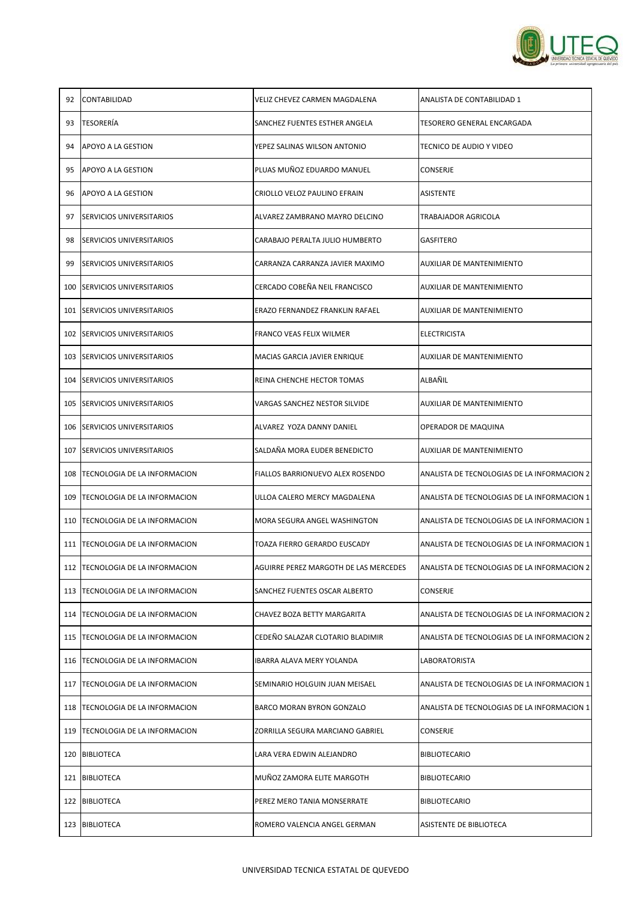| | | | |
|---|---|---|---|
| 92 | CONTABILIDAD | VELIZ CHEVEZ CARMEN MAGDALENA | ANALISTA DE CONTABILIDAD 1 |
| 93 | TESORERÍA | SANCHEZ FUENTES ESTHER ANGELA | TESORERO GENERAL ENCARGADA |
| 94 | APOYO A LA GESTION | YEPEZ SALINAS WILSON ANTONIO | TECNICO DE AUDIO Y VIDEO |
| 95 | APOYO A LA GESTION | PLUAS MUÑOZ EDUARDO MANUEL | CONSERJE |
| 96 | APOYO A LA GESTION | CRIOLLO VELOZ PAULINO EFRAIN | ASISTENTE |
| 97 | SERVICIOS UNIVERSITARIOS | ALVAREZ ZAMBRANO MAYRO DELCINO | TRABAJADOR AGRICOLA |
| 98 | SERVICIOS UNIVERSITARIOS | CARABAJO PERALTA JULIO HUMBERTO | GASFITERO |
| 99 | SERVICIOS UNIVERSITARIOS | CARRANZA CARRANZA JAVIER MAXIMO | AUXILIAR DE MANTENIMIENTO |
| 100 | SERVICIOS UNIVERSITARIOS | CERCADO COBEÑA NEIL FRANCISCO | AUXILIAR DE MANTENIMIENTO |
| 101 | SERVICIOS UNIVERSITARIOS | ERAZO FERNANDEZ FRANKLIN RAFAEL | AUXILIAR DE MANTENIMIENTO |
| 102 | SERVICIOS UNIVERSITARIOS | FRANCO VEAS FELIX WILMER | ELECTRICISTA |
| 103 | SERVICIOS UNIVERSITARIOS | MACIAS GARCIA JAVIER ENRIQUE | AUXILIAR DE MANTENIMIENTO |
| 104 | SERVICIOS UNIVERSITARIOS | REINA CHENCHE HECTOR TOMAS | ALBAÑIL |
| 105 | SERVICIOS UNIVERSITARIOS | VARGAS SANCHEZ NESTOR SILVIDE | AUXILIAR DE MANTENIMIENTO |
| 106 | SERVICIOS UNIVERSITARIOS | ALVAREZ YOZA DANNY DANIEL | OPERADOR DE MAQUINA |
| 107 | SERVICIOS UNIVERSITARIOS | SALDAÑA MORA EUDER BENEDICTO | AUXILIAR DE MANTENIMIENTO |
| 108 | TECNOLOGIA DE LA INFORMACION | FIALLOS BARRIONUEVO ALEX ROSENDO | ANALISTA DE TECNOLOGIAS DE LA INFORMACION 2 |
| 109 | TECNOLOGIA DE LA INFORMACION | ULLOA CALERO MERCY MAGDALENA | ANALISTA DE TECNOLOGIAS DE LA INFORMACION 1 |
| 110 | TECNOLOGIA DE LA INFORMACION | MORA SEGURA ANGEL WASHINGTON | ANALISTA DE TECNOLOGIAS DE LA INFORMACION 1 |
| 111 | TECNOLOGIA DE LA INFORMACION | TOAZA FIERRO GERARDO EUSCADY | ANALISTA DE TECNOLOGIAS DE LA INFORMACION 1 |
| 112 | TECNOLOGIA DE LA INFORMACION | AGUIRRE PEREZ MARGOTH DE LAS MERCEDES | ANALISTA DE TECNOLOGIAS DE LA INFORMACION 2 |
| 113 | TECNOLOGIA DE LA INFORMACION | SANCHEZ FUENTES OSCAR ALBERTO | CONSERJE |
| 114 | TECNOLOGIA DE LA INFORMACION | CHAVEZ BOZA BETTY MARGARITA | ANALISTA DE TECNOLOGIAS DE LA INFORMACION 2 |
| 115 | TECNOLOGIA DE LA INFORMACION | CEDEÑO SALAZAR CLOTARIO BLADIMIR | ANALISTA DE TECNOLOGIAS DE LA INFORMACION 2 |
| 116 | TECNOLOGIA DE LA INFORMACION | IBARRA ALAVA MERY YOLANDA | LABORATORISTA |
| 117 | TECNOLOGIA DE LA INFORMACION | SEMINARIO HOLGUIN JUAN MEISAEL | ANALISTA DE TECNOLOGIAS DE LA INFORMACION 1 |
| 118 | TECNOLOGIA DE LA INFORMACION | BARCO MORAN BYRON GONZALO | ANALISTA DE TECNOLOGIAS DE LA INFORMACION 1 |
| 119 | TECNOLOGIA DE LA INFORMACION | ZORRILLA SEGURA MARCIANO GABRIEL | CONSERJE |
| 120 | BIBLIOTECA | LARA VERA EDWIN ALEJANDRO | BIBLIOTECARIO |
| 121 | BIBLIOTECA | MUÑOZ ZAMORA ELITE MARGOTH | BIBLIOTECARIO |
| 122 | BIBLIOTECA | PEREZ MERO TANIA MONSERRATE | BIBLIOTECARIO |
| 123 | BIBLIOTECA | ROMERO VALENCIA ANGEL GERMAN | ASISTENTE DE BIBLIOTECA |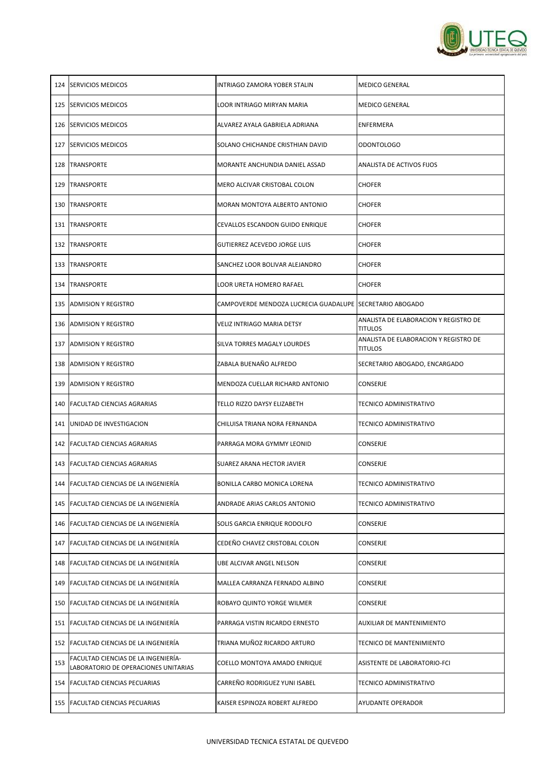| | | | |
|---|---|---|---|
| 124 | SERVICIOS MEDICOS | INTRIAGO ZAMORA YOBER STALIN | MEDICO GENERAL |
| 125 | SERVICIOS MEDICOS | LOOR INTRIAGO MIRYAN MARIA | MEDICO GENERAL |
| 126 | SERVICIOS MEDICOS | ALVAREZ AYALA GABRIELA ADRIANA | ENFERMERA |
| 127 | SERVICIOS MEDICOS | SOLANO CHICHANDE CRISTHIAN DAVID | ODONTOLOGO |
| 128 | TRANSPORTE | MORANTE ANCHUNDIA DANIEL ASSAD | ANALISTA DE ACTIVOS FIJOS |
| 129 | TRANSPORTE | MERO ALCIVAR CRISTOBAL COLON | CHOFER |
| 130 | TRANSPORTE | MORAN MONTOYA ALBERTO ANTONIO | CHOFER |
| 131 | TRANSPORTE | CEVALLOS ESCANDON GUIDO ENRIQUE | CHOFER |
| 132 | TRANSPORTE | GUTIERREZ ACEVEDO JORGE LUIS | CHOFER |
| 133 | TRANSPORTE | SANCHEZ LOOR BOLIVAR ALEJANDRO | CHOFER |
| 134 | TRANSPORTE | LOOR URETA HOMERO RAFAEL | CHOFER |
| 135 | ADMISION Y REGISTRO | CAMPOVERDE MENDOZA LUCRECIA GUADALUPE | SECRETARIO ABOGADO |
| 136 | ADMISION Y REGISTRO | VELIZ INTRIAGO MARIA DETSY | ANALISTA DE ELABORACION Y REGISTRO DE TITULOS |
| 137 | ADMISION Y REGISTRO | SILVA TORRES MAGALY LOURDES | ANALISTA DE ELABORACION Y REGISTRO DE TITULOS |
| 138 | ADMISION Y REGISTRO | ZABALA BUENAÑO ALFREDO | SECRETARIO ABOGADO, ENCARGADO |
| 139 | ADMISION Y REGISTRO | MENDOZA CUELLAR RICHARD ANTONIO | CONSERJE |
| 140 | FACULTAD CIENCIAS AGRARIAS | TELLO RIZZO DAYSY ELIZABETH | TECNICO ADMINISTRATIVO |
| 141 | UNIDAD DE INVESTIGACION | CHILUISA TRIANA NORA FERNANDA | TECNICO ADMINISTRATIVO |
| 142 | FACULTAD CIENCIAS AGRARIAS | PARRAGA MORA GYMMY LEONID | CONSERJE |
| 143 | FACULTAD CIENCIAS AGRARIAS | SUAREZ ARANA HECTOR JAVIER | CONSERJE |
| 144 | FACULTAD CIENCIAS DE LA INGENIERÍA | BONILLA CARBO MONICA LORENA | TECNICO ADMINISTRATIVO |
| 145 | FACULTAD CIENCIAS DE LA INGENIERÍA | ANDRADE ARIAS CARLOS ANTONIO | TECNICO ADMINISTRATIVO |
| 146 | FACULTAD CIENCIAS DE LA INGENIERÍA | SOLIS GARCIA ENRIQUE RODOLFO | CONSERJE |
| 147 | FACULTAD CIENCIAS DE LA INGENIERÍA | CEDEÑO CHAVEZ CRISTOBAL COLON | CONSERJE |
| 148 | FACULTAD CIENCIAS DE LA INGENIERÍA | UBE ALCIVAR ANGEL NELSON | CONSERJE |
| 149 | FACULTAD CIENCIAS DE LA INGENIERÍA | MALLEA CARRANZA FERNADO ALBINO | CONSERJE |
| 150 | FACULTAD CIENCIAS DE LA INGENIERÍA | ROBAYO QUINTO YORGE WILMER | CONSERJE |
| 151 | FACULTAD CIENCIAS DE LA INGENIERÍA | PARRAGA VISTIN RICARDO ERNESTO | AUXILIAR DE MANTENIMIENTO |
| 152 | FACULTAD CIENCIAS DE LA INGENIERÍA | TRIANA MUÑOZ RICARDO ARTURO | TECNICO DE MANTENIMIENTO |
| 153 | FACULTAD CIENCIAS DE LA INGENIERÍA- LABORATORIO DE OPERACIONES UNITARIAS | COELLO MONTOYA AMADO ENRIQUE | ASISTENTE DE LABORATORIO-FCI |
| 154 | FACULTAD CIENCIAS PECUARIAS | CARREÑO RODRIGUEZ YUNI ISABEL | TECNICO ADMINISTRATIVO |
| 155 | FACULTAD CIENCIAS PECUARIAS | KAISER ESPINOZA ROBERT ALFREDO | AYUDANTE OPERADOR |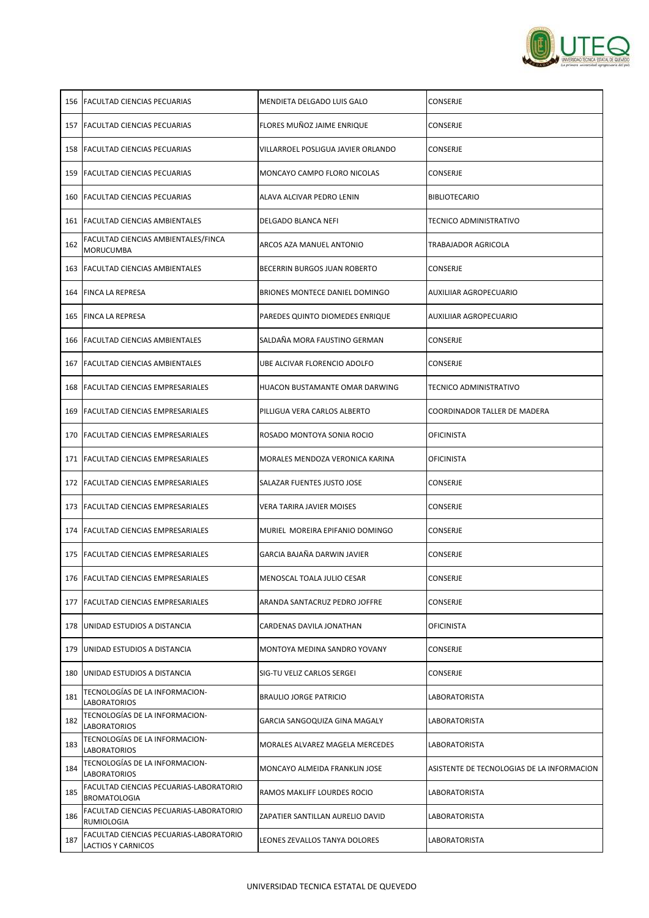| 156 | FACULTAD CIENCIAS PECUARIAS | MENDIETA DELGADO LUIS GALO | CONSERJE |
|---|---|---|---|
| 157 | FACULTAD CIENCIAS PECUARIAS | FLORES MUÑOZ JAIME ENRIQUE | CONSERJE |
| 158 | FACULTAD CIENCIAS PECUARIAS | VILLARROEL POSLIGUA JAVIER ORLANDO | CONSERJE |
| 159 | FACULTAD CIENCIAS PECUARIAS | MONCAYO CAMPO FLORO NICOLAS | CONSERJE |
| 160 | FACULTAD CIENCIAS PECUARIAS | ALAVA ALCIVAR PEDRO LENIN | BIBLIOTECARIO |
| 161 | FACULTAD CIENCIAS AMBIENTALES | DELGADO BLANCA NEFI | TECNICO ADMINISTRATIVO |
| 162 | FACULTAD CIENCIAS AMBIENTALES/FINCA MORUCUMBA | ARCOS AZA MANUEL ANTONIO | TRABAJADOR AGRICOLA |
| 163 | FACULTAD CIENCIAS AMBIENTALES | BECERRIN BURGOS JUAN ROBERTO | CONSERJE |
| 164 | FINCA LA REPRESA | BRIONES MONTECE DANIEL DOMINGO | AUXILIIAR AGROPECUARIO |
| 165 | FINCA LA REPRESA | PAREDES QUINTO DIOMEDES ENRIQUE | AUXILIIAR AGROPECUARIO |
| 166 | FACULTAD CIENCIAS AMBIENTALES | SALDAÑA MORA FAUSTINO GERMAN | CONSERJE |
| 167 | FACULTAD CIENCIAS AMBIENTALES | UBE ALCIVAR FLORENCIO ADOLFO | CONSERJE |
| 168 | FACULTAD CIENCIAS EMPRESARIALES | HUACON BUSTAMANTE OMAR DARWING | TECNICO ADMINISTRATIVO |
| 169 | FACULTAD CIENCIAS EMPRESARIALES | PILLIGUA VERA CARLOS ALBERTO | COORDINADOR TALLER DE MADERA |
| 170 | FACULTAD CIENCIAS EMPRESARIALES | ROSADO MONTOYA SONIA ROCIO | OFICINISTA |
| 171 | FACULTAD CIENCIAS EMPRESARIALES | MORALES MENDOZA VERONICA KARINA | OFICINISTA |
| 172 | FACULTAD CIENCIAS EMPRESARIALES | SALAZAR FUENTES JUSTO JOSE | CONSERJE |
| 173 | FACULTAD CIENCIAS EMPRESARIALES | VERA TARIRA JAVIER MOISES | CONSERJE |
| 174 | FACULTAD CIENCIAS EMPRESARIALES | MURIEL MOREIRA EPIFANIO DOMINGO | CONSERJE |
| 175 | FACULTAD CIENCIAS EMPRESARIALES | GARCIA BAJAÑA DARWIN JAVIER | CONSERJE |
| 176 | FACULTAD CIENCIAS EMPRESARIALES | MENOSCAL TOALA JULIO CESAR | CONSERJE |
| 177 | FACULTAD CIENCIAS EMPRESARIALES | ARANDA SANTACRUZ PEDRO JOFFRE | CONSERJE |
| 178 | UNIDAD ESTUDIOS A DISTANCIA | CARDENAS DAVILA JONATHAN | OFICINISTA |
| 179 | UNIDAD ESTUDIOS A DISTANCIA | MONTOYA MEDINA SANDRO YOVANY | CONSERJE |
| 180 | UNIDAD ESTUDIOS A DISTANCIA | SIG-TU VELIZ CARLOS SERGEI | CONSERJE |
| 181 | TECNOLOGÍAS DE LA INFORMACION-LABORATORIOS | BRAULIO JORGE PATRICIO | LABORATORISTA |
| 182 | TECNOLOGÍAS DE LA INFORMACION-LABORATORIOS | GARCIA SANGOQUIZA GINA MAGALY | LABORATORISTA |
| 183 | TECNOLOGÍAS DE LA INFORMACION-LABORATORIOS | MORALES ALVAREZ MAGELA MERCEDES | LABORATORISTA |
| 184 | TECNOLOGÍAS DE LA INFORMACION-LABORATORIOS | MONCAYO ALMEIDA FRANKLIN JOSE | ASISTENTE DE TECNOLOGIAS DE LA INFORMACION |
| 185 | FACULTAD CIENCIAS PECUARIAS-LABORATORIO BROMATOLOGIA | RAMOS MAKLIFF LOURDES ROCIO | LABORATORISTA |
| 186 | FACULTAD CIENCIAS PECUARIAS-LABORATORIO RUMIOLOGIA | ZAPATIER SANTILLAN AURELIO DAVID | LABORATORISTA |
| 187 | FACULTAD CIENCIAS PECUARIAS-LABORATORIO LACTIOS Y CARNICOS | LEONES ZEVALLOS TANYA DOLORES | LABORATORISTA |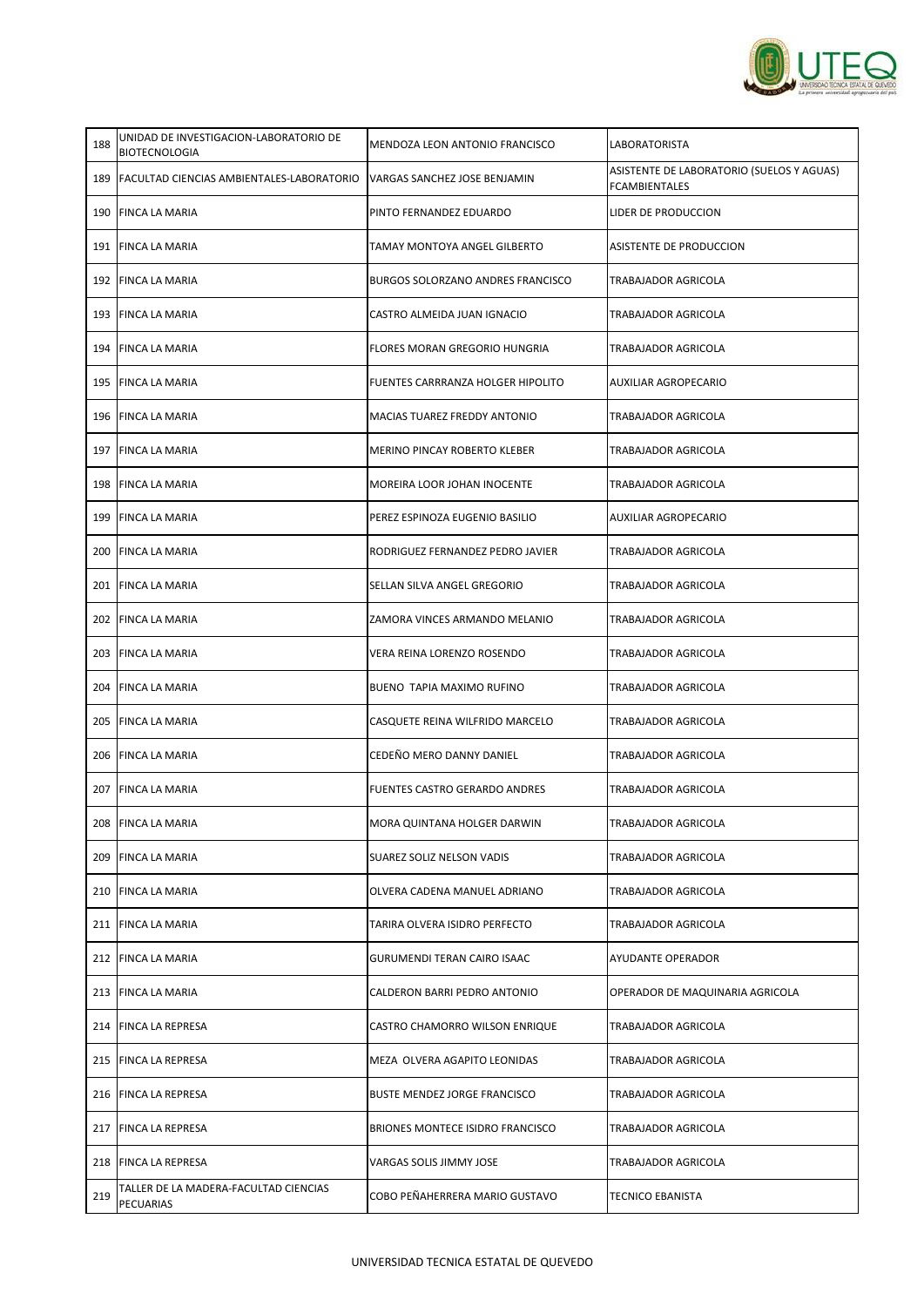| | | | |
|---|---|---|---|
| 188 | UNIDAD DE INVESTIGACION-LABORATORIO DE BIOTECNOLOGIA | MENDOZA LEON ANTONIO FRANCISCO | LABORATORISTA |
| 189 | FACULTAD CIENCIAS AMBIENTALES-LABORATORIO | VARGAS SANCHEZ JOSE BENJAMIN | ASISTENTE DE LABORATORIO (SUELOS Y AGUAS) FCAMBIENTALES |
| 190 | FINCA LA MARIA | PINTO FERNANDEZ EDUARDO | LIDER DE PRODUCCION |
| 191 | FINCA LA MARIA | TAMAY MONTOYA ANGEL GILBERTO | ASISTENTE DE PRODUCCION |
| 192 | FINCA LA MARIA | BURGOS SOLORZANO ANDRES FRANCISCO | TRABAJADOR AGRICOLA |
| 193 | FINCA LA MARIA | CASTRO ALMEIDA JUAN IGNACIO | TRABAJADOR AGRICOLA |
| 194 | FINCA LA MARIA | FLORES MORAN GREGORIO HUNGRIA | TRABAJADOR AGRICOLA |
| 195 | FINCA LA MARIA | FUENTES CARRRANZA HOLGER HIPOLITO | AUXILIAR AGROPECARIO |
| 196 | FINCA LA MARIA | MACIAS TUAREZ FREDDY ANTONIO | TRABAJADOR AGRICOLA |
| 197 | FINCA LA MARIA | MERINO PINCAY ROBERTO KLEBER | TRABAJADOR AGRICOLA |
| 198 | FINCA LA MARIA | MOREIRA LOOR JOHAN INOCENTE | TRABAJADOR AGRICOLA |
| 199 | FINCA LA MARIA | PEREZ ESPINOZA EUGENIO BASILIO | AUXILIAR AGROPECARIO |
| 200 | FINCA LA MARIA | RODRIGUEZ FERNANDEZ PEDRO JAVIER | TRABAJADOR AGRICOLA |
| 201 | FINCA LA MARIA | SELLAN SILVA ANGEL GREGORIO | TRABAJADOR AGRICOLA |
| 202 | FINCA LA MARIA | ZAMORA VINCES ARMANDO MELANIO | TRABAJADOR AGRICOLA |
| 203 | FINCA LA MARIA | VERA REINA LORENZO ROSENDO | TRABAJADOR AGRICOLA |
| 204 | FINCA LA MARIA | BUENO TAPIA MAXIMO RUFINO | TRABAJADOR AGRICOLA |
| 205 | FINCA LA MARIA | CASQUETE REINA WILFRIDO MARCELO | TRABAJADOR AGRICOLA |
| 206 | FINCA LA MARIA | CEDEÑO MERO DANNY DANIEL | TRABAJADOR AGRICOLA |
| 207 | FINCA LA MARIA | FUENTES CASTRO GERARDO ANDRES | TRABAJADOR AGRICOLA |
| 208 | FINCA LA MARIA | MORA QUINTANA HOLGER DARWIN | TRABAJADOR AGRICOLA |
| 209 | FINCA LA MARIA | SUAREZ SOLIZ NELSON VADIS | TRABAJADOR AGRICOLA |
| 210 | FINCA LA MARIA | OLVERA CADENA MANUEL ADRIANO | TRABAJADOR AGRICOLA |
| 211 | FINCA LA MARIA | TARIRA OLVERA ISIDRO PERFECTO | TRABAJADOR AGRICOLA |
| 212 | FINCA LA MARIA | GURUMENDI TERAN CAIRO ISAAC | AYUDANTE OPERADOR |
| 213 | FINCA LA MARIA | CALDERON BARRI PEDRO ANTONIO | OPERADOR DE MAQUINARIA AGRICOLA |
| 214 | FINCA LA REPRESA | CASTRO CHAMORRO WILSON ENRIQUE | TRABAJADOR AGRICOLA |
| 215 | FINCA LA REPRESA | MEZA OLVERA AGAPITO LEONIDAS | TRABAJADOR AGRICOLA |
| 216 | FINCA LA REPRESA | BUSTE MENDEZ JORGE FRANCISCO | TRABAJADOR AGRICOLA |
| 217 | FINCA LA REPRESA | BRIONES MONTECE ISIDRO FRANCISCO | TRABAJADOR AGRICOLA |
| 218 | FINCA LA REPRESA | VARGAS SOLIS JIMMY JOSE | TRABAJADOR AGRICOLA |
| 219 | TALLER DE LA MADERA-FACULTAD CIENCIAS PECUARIAS | COBO PEÑAHERRERA MARIO GUSTAVO | TECNICO EBANISTA |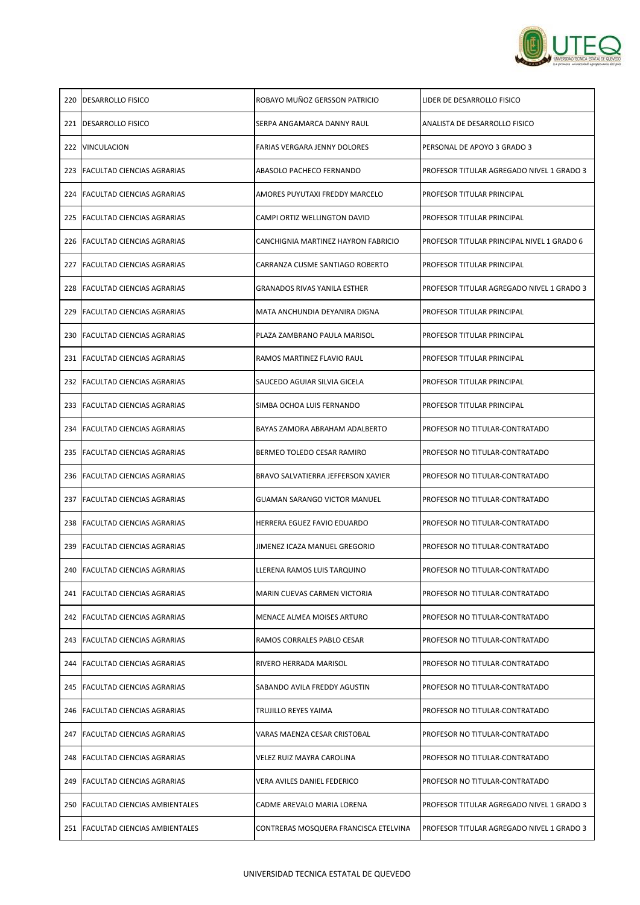| 220 | DESARROLLO FISICO | ROBAYO MUÑOZ GERSSON PATRICIO | LIDER DE DESARROLLO FISICO |
|---|---|---|---|
| 221 | DESARROLLO FISICO | SERPA ANGAMARCA DANNY RAUL | ANALISTA DE DESARROLLO FISICO |
| 222 | VINCULACION | FARIAS VERGARA JENNY DOLORES | PERSONAL DE APOYO 3 GRADO 3 |
| 223 | FACULTAD CIENCIAS AGRARIAS | ABASOLO PACHECO FERNANDO | PROFESOR TITULAR AGREGADO NIVEL 1 GRADO 3 |
| 224 | FACULTAD CIENCIAS AGRARIAS | AMORES PUYUTAXI FREDDY MARCELO | PROFESOR TITULAR PRINCIPAL |
| 225 | FACULTAD CIENCIAS AGRARIAS | CAMPI ORTIZ WELLINGTON DAVID | PROFESOR TITULAR PRINCIPAL |
| 226 | FACULTAD CIENCIAS AGRARIAS | CANCHIGNIA MARTINEZ HAYRON FABRICIO | PROFESOR TITULAR PRINCIPAL NIVEL 1 GRADO 6 |
| 227 | FACULTAD CIENCIAS AGRARIAS | CARRANZA CUSME SANTIAGO ROBERTO | PROFESOR TITULAR PRINCIPAL |
| 228 | FACULTAD CIENCIAS AGRARIAS | GRANADOS RIVAS YANILA ESTHER | PROFESOR TITULAR AGREGADO NIVEL 1 GRADO 3 |
| 229 | FACULTAD CIENCIAS AGRARIAS | MATA ANCHUNDIA DEYANIRA DIGNA | PROFESOR TITULAR PRINCIPAL |
| 230 | FACULTAD CIENCIAS AGRARIAS | PLAZA ZAMBRANO PAULA MARISOL | PROFESOR TITULAR PRINCIPAL |
| 231 | FACULTAD CIENCIAS AGRARIAS | RAMOS MARTINEZ FLAVIO RAUL | PROFESOR TITULAR PRINCIPAL |
| 232 | FACULTAD CIENCIAS AGRARIAS | SAUCEDO AGUIAR SILVIA GICELA | PROFESOR TITULAR PRINCIPAL |
| 233 | FACULTAD CIENCIAS AGRARIAS | SIMBA OCHOA LUIS FERNANDO | PROFESOR TITULAR PRINCIPAL |
| 234 | FACULTAD CIENCIAS AGRARIAS | BAYAS ZAMORA ABRAHAM ADALBERTO | PROFESOR NO TITULAR-CONTRATADO |
| 235 | FACULTAD CIENCIAS AGRARIAS | BERMEO TOLEDO CESAR RAMIRO | PROFESOR NO TITULAR-CONTRATADO |
| 236 | FACULTAD CIENCIAS AGRARIAS | BRAVO SALVATIERRA JEFFERSON XAVIER | PROFESOR NO TITULAR-CONTRATADO |
| 237 | FACULTAD CIENCIAS AGRARIAS | GUAMAN SARANGO VICTOR MANUEL | PROFESOR NO TITULAR-CONTRATADO |
| 238 | FACULTAD CIENCIAS AGRARIAS | HERRERA EGUEZ FAVIO EDUARDO | PROFESOR NO TITULAR-CONTRATADO |
| 239 | FACULTAD CIENCIAS AGRARIAS | JIMENEZ ICAZA MANUEL GREGORIO | PROFESOR NO TITULAR-CONTRATADO |
| 240 | FACULTAD CIENCIAS AGRARIAS | LLERENA RAMOS LUIS TARQUINO | PROFESOR NO TITULAR-CONTRATADO |
| 241 | FACULTAD CIENCIAS AGRARIAS | MARIN CUEVAS CARMEN VICTORIA | PROFESOR NO TITULAR-CONTRATADO |
| 242 | FACULTAD CIENCIAS AGRARIAS | MENACE ALMEA MOISES ARTURO | PROFESOR NO TITULAR-CONTRATADO |
| 243 | FACULTAD CIENCIAS AGRARIAS | RAMOS CORRALES PABLO CESAR | PROFESOR NO TITULAR-CONTRATADO |
| 244 | FACULTAD CIENCIAS AGRARIAS | RIVERO HERRADA MARISOL | PROFESOR NO TITULAR-CONTRATADO |
| 245 | FACULTAD CIENCIAS AGRARIAS | SABANDO AVILA FREDDY AGUSTIN | PROFESOR NO TITULAR-CONTRATADO |
| 246 | FACULTAD CIENCIAS AGRARIAS | TRUJILLO REYES YAIMA | PROFESOR NO TITULAR-CONTRATADO |
| 247 | FACULTAD CIENCIAS AGRARIAS | VARAS MAENZA CESAR CRISTOBAL | PROFESOR NO TITULAR-CONTRATADO |
| 248 | FACULTAD CIENCIAS AGRARIAS | VELEZ RUIZ MAYRA CAROLINA | PROFESOR NO TITULAR-CONTRATADO |
| 249 | FACULTAD CIENCIAS AGRARIAS | VERA AVILES DANIEL FEDERICO | PROFESOR NO TITULAR-CONTRATADO |
| 250 | FACULTAD CIENCIAS AMBIENTALES | CADME AREVALO MARIA LORENA | PROFESOR TITULAR AGREGADO NIVEL 1 GRADO 3 |
| 251 | FACULTAD CIENCIAS AMBIENTALES | CONTRERAS MOSQUERA FRANCISCA ETELVINA | PROFESOR TITULAR AGREGADO NIVEL 1 GRADO 3 |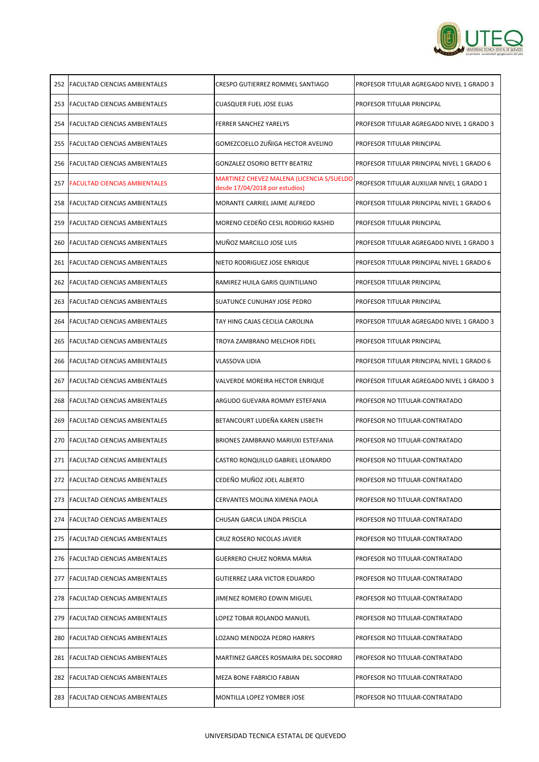| 252 | FACULTAD CIENCIAS AMBIENTALES | CRESPO GUTIERREZ ROMMEL SANTIAGO | PROFESOR TITULAR AGREGADO NIVEL 1 GRADO 3 |
|---|---|---|---|
| 253 | FACULTAD CIENCIAS AMBIENTALES | CUASQUER FUEL JOSE ELIAS | PROFESOR TITULAR PRINCIPAL |
| 254 | FACULTAD CIENCIAS AMBIENTALES | FERRER SANCHEZ YARELYS | PROFESOR TITULAR AGREGADO NIVEL 1 GRADO 3 |
| 255 | FACULTAD CIENCIAS AMBIENTALES | GOMEZCOELLO ZUÑIGA HECTOR AVELINO | PROFESOR TITULAR PRINCIPAL |
| 256 | FACULTAD CIENCIAS AMBIENTALES | GONZALEZ OSORIO BETTY BEATRIZ | PROFESOR TITULAR PRINCIPAL NIVEL 1 GRADO 6 |
| 257 | FACULTAD CIENCIAS AMBIENTALES | MARTINEZ CHEVEZ MALENA (LICENCIA S/SUELDO desde 17/04/2018 por estudios) | PROFESOR TITULAR AUXILIAR NIVEL 1 GRADO 1 |
| 258 | FACULTAD CIENCIAS AMBIENTALES | MORANTE CARRIEL JAIME ALFREDO | PROFESOR TITULAR PRINCIPAL NIVEL 1 GRADO 6 |
| 259 | FACULTAD CIENCIAS AMBIENTALES | MORENO CEDEÑO CESIL RODRIGO RASHID | PROFESOR TITULAR PRINCIPAL |
| 260 | FACULTAD CIENCIAS AMBIENTALES | MUÑOZ MARCILLO JOSE LUIS | PROFESOR TITULAR AGREGADO NIVEL 1 GRADO 3 |
| 261 | FACULTAD CIENCIAS AMBIENTALES | NIETO RODRIGUEZ JOSE ENRIQUE | PROFESOR TITULAR PRINCIPAL NIVEL 1 GRADO 6 |
| 262 | FACULTAD CIENCIAS AMBIENTALES | RAMIREZ HUILA GARIS QUINTILIANO | PROFESOR TITULAR PRINCIPAL |
| 263 | FACULTAD CIENCIAS AMBIENTALES | SUATUNCE CUNUHAY JOSE PEDRO | PROFESOR TITULAR PRINCIPAL |
| 264 | FACULTAD CIENCIAS AMBIENTALES | TAY HING CAJAS CECILIA CAROLINA | PROFESOR TITULAR AGREGADO NIVEL 1 GRADO 3 |
| 265 | FACULTAD CIENCIAS AMBIENTALES | TROYA ZAMBRANO MELCHOR FIDEL | PROFESOR TITULAR PRINCIPAL |
| 266 | FACULTAD CIENCIAS AMBIENTALES | VLASSOVA LIDIA | PROFESOR TITULAR PRINCIPAL NIVEL 1 GRADO 6 |
| 267 | FACULTAD CIENCIAS AMBIENTALES | VALVERDE MOREIRA HECTOR ENRIQUE | PROFESOR TITULAR AGREGADO NIVEL 1 GRADO 3 |
| 268 | FACULTAD CIENCIAS AMBIENTALES | ARGUDO GUEVARA ROMMY ESTEFANIA | PROFESOR NO TITULAR-CONTRATADO |
| 269 | FACULTAD CIENCIAS AMBIENTALES | BETANCOURT LUDEÑA KAREN LISBETH | PROFESOR NO TITULAR-CONTRATADO |
| 270 | FACULTAD CIENCIAS AMBIENTALES | BRIONES ZAMBRANO MARIUXI ESTEFANIA | PROFESOR NO TITULAR-CONTRATADO |
| 271 | FACULTAD CIENCIAS AMBIENTALES | CASTRO RONQUILLO GABRIEL LEONARDO | PROFESOR NO TITULAR-CONTRATADO |
| 272 | FACULTAD CIENCIAS AMBIENTALES | CEDEÑO MUÑOZ JOEL ALBERTO | PROFESOR NO TITULAR-CONTRATADO |
| 273 | FACULTAD CIENCIAS AMBIENTALES | CERVANTES MOLINA XIMENA PAOLA | PROFESOR NO TITULAR-CONTRATADO |
| 274 | FACULTAD CIENCIAS AMBIENTALES | CHUSAN GARCIA LINDA PRISCILA | PROFESOR NO TITULAR-CONTRATADO |
| 275 | FACULTAD CIENCIAS AMBIENTALES | CRUZ ROSERO NICOLAS JAVIER | PROFESOR NO TITULAR-CONTRATADO |
| 276 | FACULTAD CIENCIAS AMBIENTALES | GUERRERO CHUEZ NORMA MARIA | PROFESOR NO TITULAR-CONTRATADO |
| 277 | FACULTAD CIENCIAS AMBIENTALES | GUTIERREZ LARA VICTOR EDUARDO | PROFESOR NO TITULAR-CONTRATADO |
| 278 | FACULTAD CIENCIAS AMBIENTALES | JIMENEZ ROMERO EDWIN MIGUEL | PROFESOR NO TITULAR-CONTRATADO |
| 279 | FACULTAD CIENCIAS AMBIENTALES | LOPEZ TOBAR ROLANDO MANUEL | PROFESOR NO TITULAR-CONTRATADO |
| 280 | FACULTAD CIENCIAS AMBIENTALES | LOZANO MENDOZA PEDRO HARRYS | PROFESOR NO TITULAR-CONTRATADO |
| 281 | FACULTAD CIENCIAS AMBIENTALES | MARTINEZ GARCES ROSMAIRA DEL SOCORRO | PROFESOR NO TITULAR-CONTRATADO |
| 282 | FACULTAD CIENCIAS AMBIENTALES | MEZA BONE FABRICIO FABIAN | PROFESOR NO TITULAR-CONTRATADO |
| 283 | FACULTAD CIENCIAS AMBIENTALES | MONTILLA LOPEZ YOMBER JOSE | PROFESOR NO TITULAR-CONTRATADO |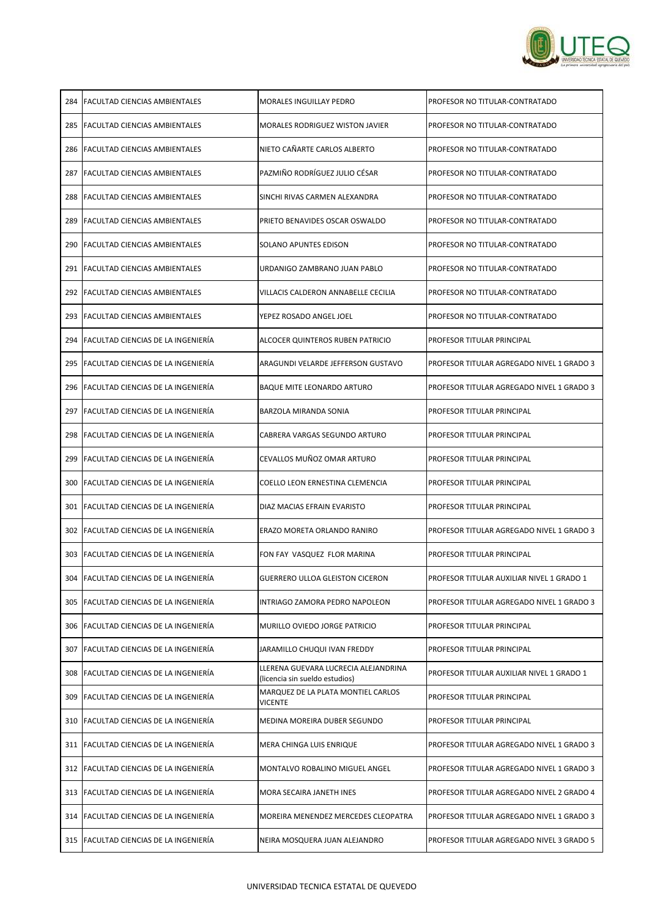| 284 | FACULTAD CIENCIAS AMBIENTALES | MORALES INGUILLAY PEDRO | PROFESOR NO TITULAR-CONTRATADO |
|---|---|---|---|
| 285 | FACULTAD CIENCIAS AMBIENTALES | MORALES RODRIGUEZ WISTON JAVIER | PROFESOR NO TITULAR-CONTRATADO |
| 286 | FACULTAD CIENCIAS AMBIENTALES | NIETO CAÑARTE CARLOS ALBERTO | PROFESOR NO TITULAR-CONTRATADO |
| 287 | FACULTAD CIENCIAS AMBIENTALES | PAZMIÑO RODRÍGUEZ JULIO CÉSAR | PROFESOR NO TITULAR-CONTRATADO |
| 288 | FACULTAD CIENCIAS AMBIENTALES | SINCHI RIVAS CARMEN ALEXANDRA | PROFESOR NO TITULAR-CONTRATADO |
| 289 | FACULTAD CIENCIAS AMBIENTALES | PRIETO BENAVIDES OSCAR OSWALDO | PROFESOR NO TITULAR-CONTRATADO |
| 290 | FACULTAD CIENCIAS AMBIENTALES | SOLANO APUNTES EDISON | PROFESOR NO TITULAR-CONTRATADO |
| 291 | FACULTAD CIENCIAS AMBIENTALES | URDANIGO ZAMBRANO JUAN PABLO | PROFESOR NO TITULAR-CONTRATADO |
| 292 | FACULTAD CIENCIAS AMBIENTALES | VILLACIS CALDERON ANNABELLE CECILIA | PROFESOR NO TITULAR-CONTRATADO |
| 293 | FACULTAD CIENCIAS AMBIENTALES | YEPEZ ROSADO ANGEL JOEL | PROFESOR NO TITULAR-CONTRATADO |
| 294 | FACULTAD CIENCIAS DE LA INGENIERÍA | ALCOCER QUINTEROS RUBEN PATRICIO | PROFESOR TITULAR PRINCIPAL |
| 295 | FACULTAD CIENCIAS DE LA INGENIERÍA | ARAGUNDI VELARDE JEFFERSON GUSTAVO | PROFESOR TITULAR AGREGADO NIVEL 1 GRADO 3 |
| 296 | FACULTAD CIENCIAS DE LA INGENIERÍA | BAQUE MITE LEONARDO ARTURO | PROFESOR TITULAR AGREGADO NIVEL 1 GRADO 3 |
| 297 | FACULTAD CIENCIAS DE LA INGENIERÍA | BARZOLA MIRANDA SONIA | PROFESOR TITULAR PRINCIPAL |
| 298 | FACULTAD CIENCIAS DE LA INGENIERÍA | CABRERA VARGAS SEGUNDO ARTURO | PROFESOR TITULAR PRINCIPAL |
| 299 | FACULTAD CIENCIAS DE LA INGENIERÍA | CEVALLOS MUÑOZ OMAR ARTURO | PROFESOR TITULAR PRINCIPAL |
| 300 | FACULTAD CIENCIAS DE LA INGENIERÍA | COELLO LEON ERNESTINA CLEMENCIA | PROFESOR TITULAR PRINCIPAL |
| 301 | FACULTAD CIENCIAS DE LA INGENIERÍA | DIAZ MACIAS EFRAIN EVARISTO | PROFESOR TITULAR PRINCIPAL |
| 302 | FACULTAD CIENCIAS DE LA INGENIERÍA | ERAZO MORETA ORLANDO RANIRO | PROFESOR TITULAR AGREGADO NIVEL 1 GRADO 3 |
| 303 | FACULTAD CIENCIAS DE LA INGENIERÍA | FON FAY VASQUEZ FLOR MARINA | PROFESOR TITULAR PRINCIPAL |
| 304 | FACULTAD CIENCIAS DE LA INGENIERÍA | GUERRERO ULLOA GLEISTON CICERON | PROFESOR TITULAR AUXILIAR NIVEL 1 GRADO 1 |
| 305 | FACULTAD CIENCIAS DE LA INGENIERÍA | INTRIAGO ZAMORA PEDRO NAPOLEON | PROFESOR TITULAR AGREGADO NIVEL 1 GRADO 3 |
| 306 | FACULTAD CIENCIAS DE LA INGENIERÍA | MURILLO OVIEDO JORGE PATRICIO | PROFESOR TITULAR PRINCIPAL |
| 307 | FACULTAD CIENCIAS DE LA INGENIERÍA | JARAMILLO CHUQUI IVAN FREDDY | PROFESOR TITULAR PRINCIPAL |
| 308 | FACULTAD CIENCIAS DE LA INGENIERÍA | LLERENA GUEVARA LUCRECIA ALEJANDRINA (licencia sin sueldo estudios) | PROFESOR TITULAR AUXILIAR NIVEL 1 GRADO 1 |
| 309 | FACULTAD CIENCIAS DE LA INGENIERÍA | MARQUEZ DE LA PLATA MONTIEL CARLOS VICENTE | PROFESOR TITULAR PRINCIPAL |
| 310 | FACULTAD CIENCIAS DE LA INGENIERÍA | MEDINA MOREIRA DUBER SEGUNDO | PROFESOR TITULAR PRINCIPAL |
| 311 | FACULTAD CIENCIAS DE LA INGENIERÍA | MERA CHINGA LUIS ENRIQUE | PROFESOR TITULAR AGREGADO NIVEL 1 GRADO 3 |
| 312 | FACULTAD CIENCIAS DE LA INGENIERÍA | MONTALVO ROBALINO MIGUEL ANGEL | PROFESOR TITULAR AGREGADO NIVEL 1 GRADO 3 |
| 313 | FACULTAD CIENCIAS DE LA INGENIERÍA | MORA SECAIRA JANETH INES | PROFESOR TITULAR AGREGADO NIVEL 2 GRADO 4 |
| 314 | FACULTAD CIENCIAS DE LA INGENIERÍA | MOREIRA MENENDEZ MERCEDES CLEOPATRA | PROFESOR TITULAR AGREGADO NIVEL 1 GRADO 3 |
| 315 | FACULTAD CIENCIAS DE LA INGENIERÍA | NEIRA MOSQUERA JUAN ALEJANDRO | PROFESOR TITULAR AGREGADO NIVEL 3 GRADO 5 |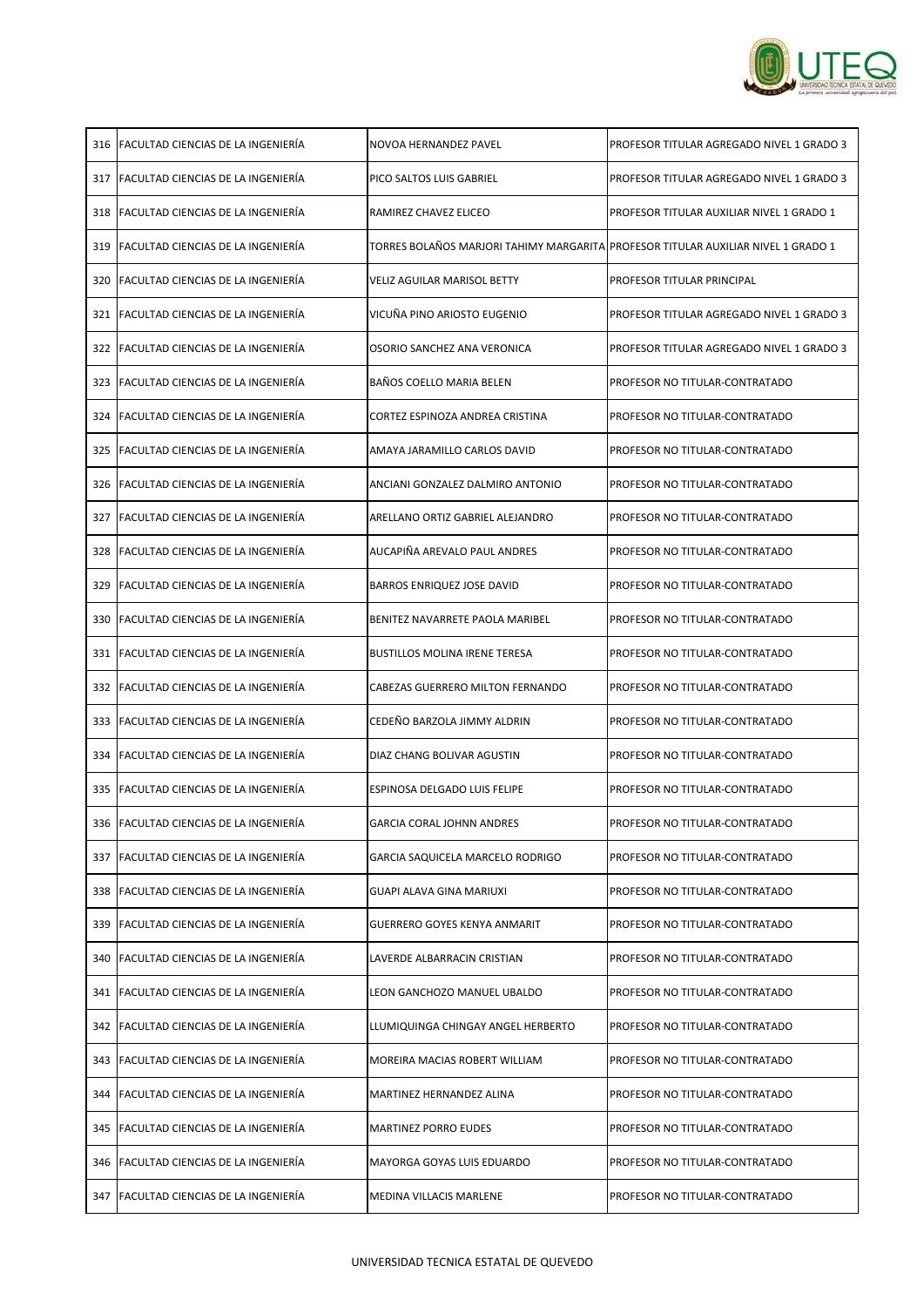| 316 | FACULTAD CIENCIAS DE LA INGENIERÍA | NOVOA HERNANDEZ PAVEL | PROFESOR TITULAR AGREGADO NIVEL 1 GRADO 3 |
|---|---|---|---|
| 317 | FACULTAD CIENCIAS DE LA INGENIERÍA | PICO SALTOS LUIS GABRIEL | PROFESOR TITULAR AGREGADO NIVEL 1 GRADO 3 |
| 318 | FACULTAD CIENCIAS DE LA INGENIERÍA | RAMIREZ CHAVEZ ELICEO | PROFESOR TITULAR AUXILIAR NIVEL 1 GRADO 1 |
| 319 | FACULTAD CIENCIAS DE LA INGENIERÍA | TORRES BOLAÑOS MARJORI TAHIMY MARGARITA | PROFESOR TITULAR AUXILIAR NIVEL 1 GRADO 1 |
| 320 | FACULTAD CIENCIAS DE LA INGENIERÍA | VELIZ AGUILAR MARISOL BETTY | PROFESOR TITULAR PRINCIPAL |
| 321 | FACULTAD CIENCIAS DE LA INGENIERÍA | VICUÑA PINO ARIOSTO EUGENIO | PROFESOR TITULAR AGREGADO NIVEL 1 GRADO 3 |
| 322 | FACULTAD CIENCIAS DE LA INGENIERÍA | OSORIO SANCHEZ ANA VERONICA | PROFESOR TITULAR AGREGADO NIVEL 1 GRADO 3 |
| 323 | FACULTAD CIENCIAS DE LA INGENIERÍA | BAÑOS COELLO MARIA BELEN | PROFESOR NO TITULAR-CONTRATADO |
| 324 | FACULTAD CIENCIAS DE LA INGENIERÍA | CORTEZ ESPINOZA ANDREA CRISTINA | PROFESOR NO TITULAR-CONTRATADO |
| 325 | FACULTAD CIENCIAS DE LA INGENIERÍA | AMAYA JARAMILLO CARLOS DAVID | PROFESOR NO TITULAR-CONTRATADO |
| 326 | FACULTAD CIENCIAS DE LA INGENIERÍA | ANCIANI GONZALEZ DALMIRO ANTONIO | PROFESOR NO TITULAR-CONTRATADO |
| 327 | FACULTAD CIENCIAS DE LA INGENIERÍA | ARELLANO ORTIZ GABRIEL ALEJANDRO | PROFESOR NO TITULAR-CONTRATADO |
| 328 | FACULTAD CIENCIAS DE LA INGENIERÍA | AUCAPIÑA AREVALO PAUL ANDRES | PROFESOR NO TITULAR-CONTRATADO |
| 329 | FACULTAD CIENCIAS DE LA INGENIERÍA | BARROS ENRIQUEZ JOSE DAVID | PROFESOR NO TITULAR-CONTRATADO |
| 330 | FACULTAD CIENCIAS DE LA INGENIERÍA | BENITEZ NAVARRETE PAOLA MARIBEL | PROFESOR NO TITULAR-CONTRATADO |
| 331 | FACULTAD CIENCIAS DE LA INGENIERÍA | BUSTILLOS MOLINA IRENE TERESA | PROFESOR NO TITULAR-CONTRATADO |
| 332 | FACULTAD CIENCIAS DE LA INGENIERÍA | CABEZAS GUERRERO MILTON FERNANDO | PROFESOR NO TITULAR-CONTRATADO |
| 333 | FACULTAD CIENCIAS DE LA INGENIERÍA | CEDEÑO BARZOLA JIMMY ALDRIN | PROFESOR NO TITULAR-CONTRATADO |
| 334 | FACULTAD CIENCIAS DE LA INGENIERÍA | DIAZ CHANG BOLIVAR AGUSTIN | PROFESOR NO TITULAR-CONTRATADO |
| 335 | FACULTAD CIENCIAS DE LA INGENIERÍA | ESPINOSA DELGADO LUIS FELIPE | PROFESOR NO TITULAR-CONTRATADO |
| 336 | FACULTAD CIENCIAS DE LA INGENIERÍA | GARCIA CORAL JOHNN ANDRES | PROFESOR NO TITULAR-CONTRATADO |
| 337 | FACULTAD CIENCIAS DE LA INGENIERÍA | GARCIA SAQUICELA MARCELO RODRIGO | PROFESOR NO TITULAR-CONTRATADO |
| 338 | FACULTAD CIENCIAS DE LA INGENIERÍA | GUAPI ALAVA GINA MARIUXI | PROFESOR NO TITULAR-CONTRATADO |
| 339 | FACULTAD CIENCIAS DE LA INGENIERÍA | GUERRERO GOYES KENYA ANMARIT | PROFESOR NO TITULAR-CONTRATADO |
| 340 | FACULTAD CIENCIAS DE LA INGENIERÍA | LAVERDE ALBARRACIN CRISTIAN | PROFESOR NO TITULAR-CONTRATADO |
| 341 | FACULTAD CIENCIAS DE LA INGENIERÍA | LEON GANCHOZO MANUEL UBALDO | PROFESOR NO TITULAR-CONTRATADO |
| 342 | FACULTAD CIENCIAS DE LA INGENIERÍA | LLUMIQUINGA CHINGAY ANGEL HERBERTO | PROFESOR NO TITULAR-CONTRATADO |
| 343 | FACULTAD CIENCIAS DE LA INGENIERÍA | MOREIRA MACIAS ROBERT WILLIAM | PROFESOR NO TITULAR-CONTRATADO |
| 344 | FACULTAD CIENCIAS DE LA INGENIERÍA | MARTINEZ HERNANDEZ ALINA | PROFESOR NO TITULAR-CONTRATADO |
| 345 | FACULTAD CIENCIAS DE LA INGENIERÍA | MARTINEZ PORRO EUDES | PROFESOR NO TITULAR-CONTRATADO |
| 346 | FACULTAD CIENCIAS DE LA INGENIERÍA | MAYORGA GOYAS LUIS EDUARDO | PROFESOR NO TITULAR-CONTRATADO |
| 347 | FACULTAD CIENCIAS DE LA INGENIERÍA | MEDINA VILLACIS MARLENE | PROFESOR NO TITULAR-CONTRATADO |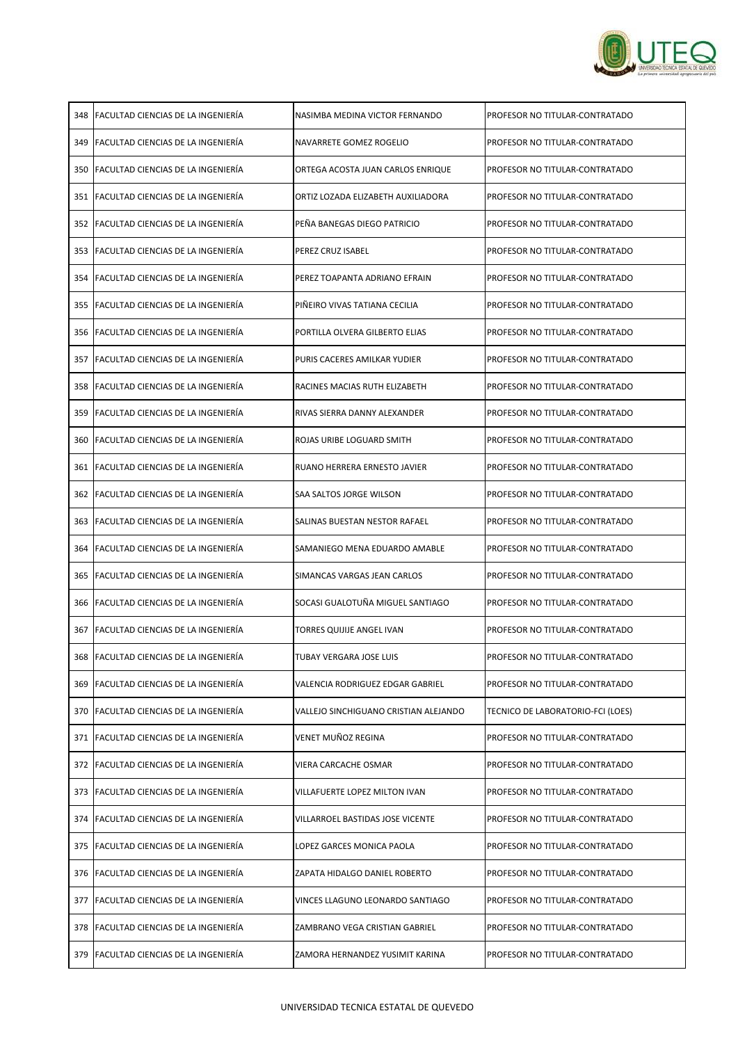| | | | |
|---|---|---|---|
| 348 | FACULTAD CIENCIAS DE LA INGENIERÍA | NASIMBA MEDINA VICTOR FERNANDO | PROFESOR NO TITULAR-CONTRATADO |
| 349 | FACULTAD CIENCIAS DE LA INGENIERÍA | NAVARRETE GOMEZ ROGELIO | PROFESOR NO TITULAR-CONTRATADO |
| 350 | FACULTAD CIENCIAS DE LA INGENIERÍA | ORTEGA ACOSTA JUAN CARLOS ENRIQUE | PROFESOR NO TITULAR-CONTRATADO |
| 351 | FACULTAD CIENCIAS DE LA INGENIERÍA | ORTIZ LOZADA ELIZABETH AUXILIADORA | PROFESOR NO TITULAR-CONTRATADO |
| 352 | FACULTAD CIENCIAS DE LA INGENIERÍA | PEÑA BANEGAS DIEGO PATRICIO | PROFESOR NO TITULAR-CONTRATADO |
| 353 | FACULTAD CIENCIAS DE LA INGENIERÍA | PEREZ CRUZ ISABEL | PROFESOR NO TITULAR-CONTRATADO |
| 354 | FACULTAD CIENCIAS DE LA INGENIERÍA | PEREZ TOAPANTA ADRIANO EFRAIN | PROFESOR NO TITULAR-CONTRATADO |
| 355 | FACULTAD CIENCIAS DE LA INGENIERÍA | PIÑEIRO VIVAS TATIANA CECILIA | PROFESOR NO TITULAR-CONTRATADO |
| 356 | FACULTAD CIENCIAS DE LA INGENIERÍA | PORTILLA OLVERA GILBERTO ELIAS | PROFESOR NO TITULAR-CONTRATADO |
| 357 | FACULTAD CIENCIAS DE LA INGENIERÍA | PURIS CACERES AMILKAR YUDIER | PROFESOR NO TITULAR-CONTRATADO |
| 358 | FACULTAD CIENCIAS DE LA INGENIERÍA | RACINES MACIAS RUTH ELIZABETH | PROFESOR NO TITULAR-CONTRATADO |
| 359 | FACULTAD CIENCIAS DE LA INGENIERÍA | RIVAS SIERRA DANNY ALEXANDER | PROFESOR NO TITULAR-CONTRATADO |
| 360 | FACULTAD CIENCIAS DE LA INGENIERÍA | ROJAS URIBE LOGUARD SMITH | PROFESOR NO TITULAR-CONTRATADO |
| 361 | FACULTAD CIENCIAS DE LA INGENIERÍA | RUANO HERRERA ERNESTO JAVIER | PROFESOR NO TITULAR-CONTRATADO |
| 362 | FACULTAD CIENCIAS DE LA INGENIERÍA | SAA SALTOS JORGE WILSON | PROFESOR NO TITULAR-CONTRATADO |
| 363 | FACULTAD CIENCIAS DE LA INGENIERÍA | SALINAS BUESTAN NESTOR RAFAEL | PROFESOR NO TITULAR-CONTRATADO |
| 364 | FACULTAD CIENCIAS DE LA INGENIERÍA | SAMANIEGO MENA EDUARDO AMABLE | PROFESOR NO TITULAR-CONTRATADO |
| 365 | FACULTAD CIENCIAS DE LA INGENIERÍA | SIMANCAS VARGAS JEAN CARLOS | PROFESOR NO TITULAR-CONTRATADO |
| 366 | FACULTAD CIENCIAS DE LA INGENIERÍA | SOCASI GUALOTUÑA MIGUEL SANTIAGO | PROFESOR NO TITULAR-CONTRATADO |
| 367 | FACULTAD CIENCIAS DE LA INGENIERÍA | TORRES QUIJIJE ANGEL IVAN | PROFESOR NO TITULAR-CONTRATADO |
| 368 | FACULTAD CIENCIAS DE LA INGENIERÍA | TUBAY VERGARA JOSE LUIS | PROFESOR NO TITULAR-CONTRATADO |
| 369 | FACULTAD CIENCIAS DE LA INGENIERÍA | VALENCIA RODRIGUEZ EDGAR GABRIEL | PROFESOR NO TITULAR-CONTRATADO |
| 370 | FACULTAD CIENCIAS DE LA INGENIERÍA | VALLEJO SINCHIGUANO CRISTIAN ALEJANDO | TECNICO DE LABORATORIO-FCI (LOES) |
| 371 | FACULTAD CIENCIAS DE LA INGENIERÍA | VENET MUÑOZ REGINA | PROFESOR NO TITULAR-CONTRATADO |
| 372 | FACULTAD CIENCIAS DE LA INGENIERÍA | VIERA CARCACHE OSMAR | PROFESOR NO TITULAR-CONTRATADO |
| 373 | FACULTAD CIENCIAS DE LA INGENIERÍA | VILLAFUERTE LOPEZ MILTON IVAN | PROFESOR NO TITULAR-CONTRATADO |
| 374 | FACULTAD CIENCIAS DE LA INGENIERÍA | VILLARROEL BASTIDAS JOSE VICENTE | PROFESOR NO TITULAR-CONTRATADO |
| 375 | FACULTAD CIENCIAS DE LA INGENIERÍA | LOPEZ GARCES MONICA PAOLA | PROFESOR NO TITULAR-CONTRATADO |
| 376 | FACULTAD CIENCIAS DE LA INGENIERÍA | ZAPATA HIDALGO DANIEL ROBERTO | PROFESOR NO TITULAR-CONTRATADO |
| 377 | FACULTAD CIENCIAS DE LA INGENIERÍA | VINCES LLAGUNO LEONARDO SANTIAGO | PROFESOR NO TITULAR-CONTRATADO |
| 378 | FACULTAD CIENCIAS DE LA INGENIERÍA | ZAMBRANO VEGA CRISTIAN GABRIEL | PROFESOR NO TITULAR-CONTRATADO |
| 379 | FACULTAD CIENCIAS DE LA INGENIERÍA | ZAMORA HERNANDEZ YUSIMIT KARINA | PROFESOR NO TITULAR-CONTRATADO |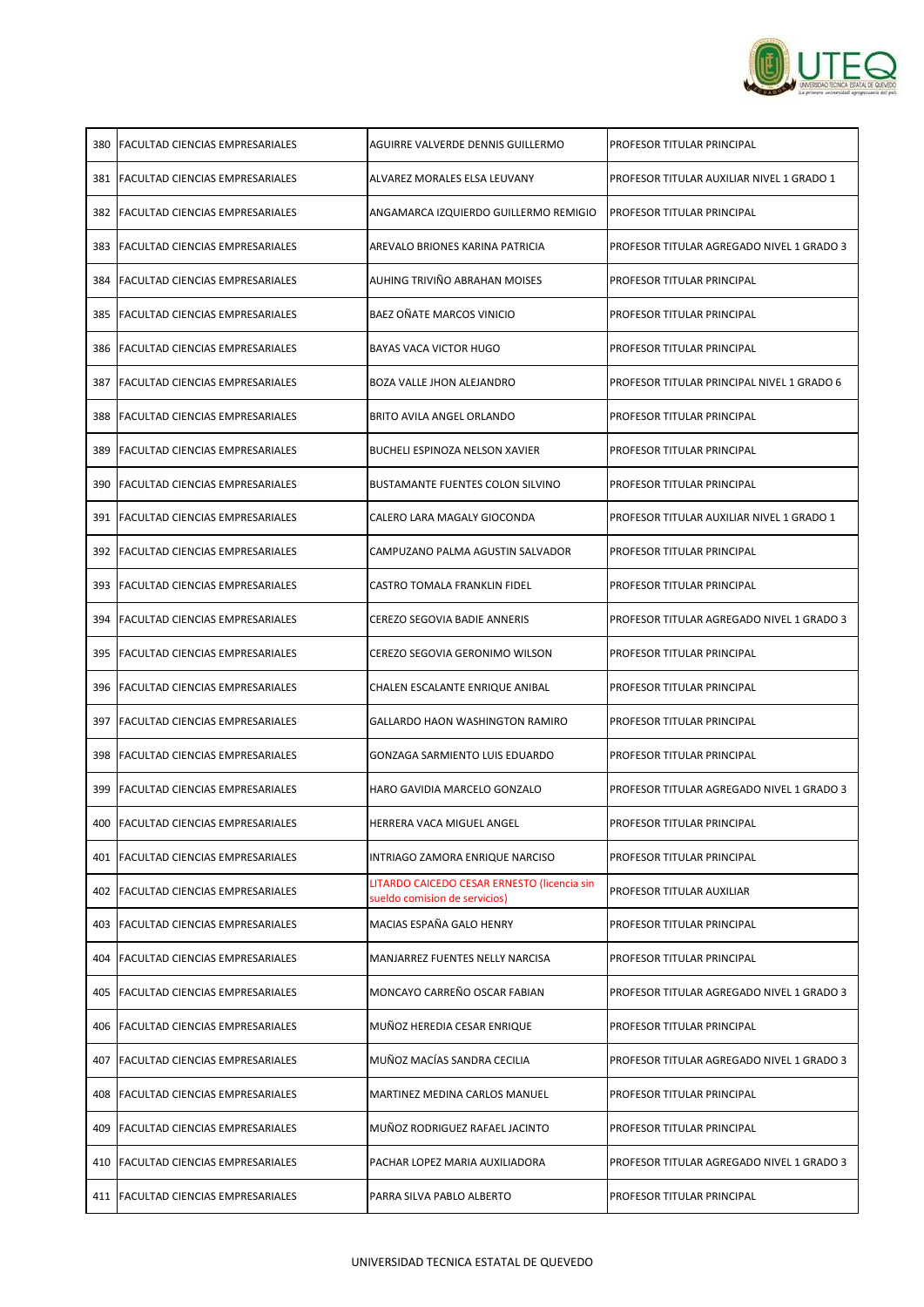| | | | |
|---|---|---|---|
| 380 | FACULTAD CIENCIAS EMPRESARIALES | AGUIRRE VALVERDE DENNIS GUILLERMO | PROFESOR TITULAR PRINCIPAL |
| 381 | FACULTAD CIENCIAS EMPRESARIALES | ALVAREZ MORALES ELSA LEUVANY | PROFESOR TITULAR AUXILIAR NIVEL 1 GRADO 1 |
| 382 | FACULTAD CIENCIAS EMPRESARIALES | ANGAMARCA IZQUIERDO GUILLERMO REMIGIO | PROFESOR TITULAR PRINCIPAL |
| 383 | FACULTAD CIENCIAS EMPRESARIALES | AREVALO BRIONES KARINA PATRICIA | PROFESOR TITULAR AGREGADO NIVEL 1 GRADO 3 |
| 384 | FACULTAD CIENCIAS EMPRESARIALES | AUHING TRIVIÑO ABRAHAN MOISES | PROFESOR TITULAR PRINCIPAL |
| 385 | FACULTAD CIENCIAS EMPRESARIALES | BAEZ OÑATE MARCOS VINICIO | PROFESOR TITULAR PRINCIPAL |
| 386 | FACULTAD CIENCIAS EMPRESARIALES | BAYAS VACA VICTOR HUGO | PROFESOR TITULAR PRINCIPAL |
| 387 | FACULTAD CIENCIAS EMPRESARIALES | BOZA VALLE JHON ALEJANDRO | PROFESOR TITULAR PRINCIPAL NIVEL 1 GRADO 6 |
| 388 | FACULTAD CIENCIAS EMPRESARIALES | BRITO AVILA ANGEL ORLANDO | PROFESOR TITULAR PRINCIPAL |
| 389 | FACULTAD CIENCIAS EMPRESARIALES | BUCHELI ESPINOZA NELSON XAVIER | PROFESOR TITULAR PRINCIPAL |
| 390 | FACULTAD CIENCIAS EMPRESARIALES | BUSTAMANTE FUENTES COLON SILVINO | PROFESOR TITULAR PRINCIPAL |
| 391 | FACULTAD CIENCIAS EMPRESARIALES | CALERO LARA MAGALY GIOCONDA | PROFESOR TITULAR AUXILIAR NIVEL 1 GRADO 1 |
| 392 | FACULTAD CIENCIAS EMPRESARIALES | CAMPUZANO PALMA AGUSTIN SALVADOR | PROFESOR TITULAR PRINCIPAL |
| 393 | FACULTAD CIENCIAS EMPRESARIALES | CASTRO TOMALA FRANKLIN FIDEL | PROFESOR TITULAR PRINCIPAL |
| 394 | FACULTAD CIENCIAS EMPRESARIALES | CEREZO SEGOVIA BADIE ANNERIS | PROFESOR TITULAR AGREGADO NIVEL 1 GRADO 3 |
| 395 | FACULTAD CIENCIAS EMPRESARIALES | CEREZO SEGOVIA GERONIMO WILSON | PROFESOR TITULAR PRINCIPAL |
| 396 | FACULTAD CIENCIAS EMPRESARIALES | CHALEN ESCALANTE ENRIQUE ANIBAL | PROFESOR TITULAR PRINCIPAL |
| 397 | FACULTAD CIENCIAS EMPRESARIALES | GALLARDO HAON WASHINGTON RAMIRO | PROFESOR TITULAR PRINCIPAL |
| 398 | FACULTAD CIENCIAS EMPRESARIALES | GONZAGA SARMIENTO LUIS EDUARDO | PROFESOR TITULAR PRINCIPAL |
| 399 | FACULTAD CIENCIAS EMPRESARIALES | HARO GAVIDIA MARCELO GONZALO | PROFESOR TITULAR AGREGADO NIVEL 1 GRADO 3 |
| 400 | FACULTAD CIENCIAS EMPRESARIALES | HERRERA VACA MIGUEL ANGEL | PROFESOR TITULAR PRINCIPAL |
| 401 | FACULTAD CIENCIAS EMPRESARIALES | INTRIAGO ZAMORA ENRIQUE NARCISO | PROFESOR TITULAR PRINCIPAL |
| 402 | FACULTAD CIENCIAS EMPRESARIALES | LITARDO CAICEDO CESAR ERNESTO (licencia sin sueldo comision de servicios) | PROFESOR TITULAR AUXILIAR |
| 403 | FACULTAD CIENCIAS EMPRESARIALES | MACIAS ESPAÑA GALO HENRY | PROFESOR TITULAR PRINCIPAL |
| 404 | FACULTAD CIENCIAS EMPRESARIALES | MANJARREZ FUENTES NELLY NARCISA | PROFESOR TITULAR PRINCIPAL |
| 405 | FACULTAD CIENCIAS EMPRESARIALES | MONCAYO CARREÑO OSCAR FABIAN | PROFESOR TITULAR AGREGADO NIVEL 1 GRADO 3 |
| 406 | FACULTAD CIENCIAS EMPRESARIALES | MUÑOZ HEREDIA CESAR ENRIQUE | PROFESOR TITULAR PRINCIPAL |
| 407 | FACULTAD CIENCIAS EMPRESARIALES | MUÑOZ MACÍAS SANDRA CECILIA | PROFESOR TITULAR AGREGADO NIVEL 1 GRADO 3 |
| 408 | FACULTAD CIENCIAS EMPRESARIALES | MARTINEZ MEDINA CARLOS MANUEL | PROFESOR TITULAR PRINCIPAL |
| 409 | FACULTAD CIENCIAS EMPRESARIALES | MUÑOZ RODRIGUEZ RAFAEL JACINTO | PROFESOR TITULAR PRINCIPAL |
| 410 | FACULTAD CIENCIAS EMPRESARIALES | PACHAR LOPEZ MARIA AUXILIADORA | PROFESOR TITULAR AGREGADO NIVEL 1 GRADO 3 |
| 411 | FACULTAD CIENCIAS EMPRESARIALES | PARRA SILVA PABLO ALBERTO | PROFESOR TITULAR PRINCIPAL |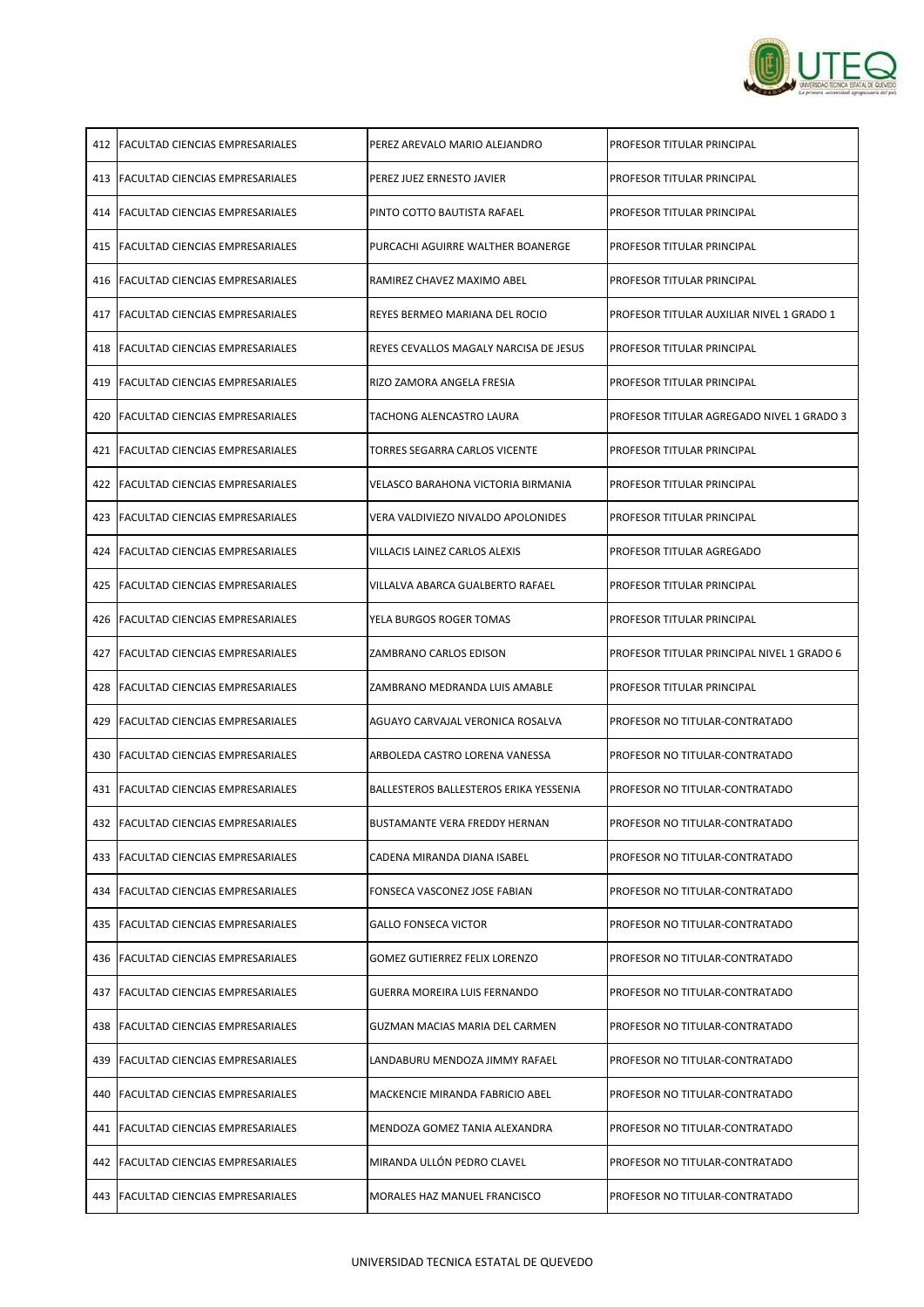| | | | |
|---|---|---|---|
| 412 | FACULTAD CIENCIAS EMPRESARIALES | PEREZ AREVALO MARIO ALEJANDRO | PROFESOR TITULAR PRINCIPAL |
| 413 | FACULTAD CIENCIAS EMPRESARIALES | PEREZ JUEZ ERNESTO JAVIER | PROFESOR TITULAR PRINCIPAL |
| 414 | FACULTAD CIENCIAS EMPRESARIALES | PINTO COTTO BAUTISTA RAFAEL | PROFESOR TITULAR PRINCIPAL |
| 415 | FACULTAD CIENCIAS EMPRESARIALES | PURCACHI AGUIRRE WALTHER BOANERGE | PROFESOR TITULAR PRINCIPAL |
| 416 | FACULTAD CIENCIAS EMPRESARIALES | RAMIREZ CHAVEZ MAXIMO ABEL | PROFESOR TITULAR PRINCIPAL |
| 417 | FACULTAD CIENCIAS EMPRESARIALES | REYES BERMEO MARIANA DEL ROCIO | PROFESOR TITULAR AUXILIAR NIVEL 1 GRADO 1 |
| 418 | FACULTAD CIENCIAS EMPRESARIALES | REYES CEVALLOS MAGALY NARCISA DE JESUS | PROFESOR TITULAR PRINCIPAL |
| 419 | FACULTAD CIENCIAS EMPRESARIALES | RIZO ZAMORA ANGELA FRESIA | PROFESOR TITULAR PRINCIPAL |
| 420 | FACULTAD CIENCIAS EMPRESARIALES | TACHONG ALENCASTRO LAURA | PROFESOR TITULAR AGREGADO NIVEL 1 GRADO 3 |
| 421 | FACULTAD CIENCIAS EMPRESARIALES | TORRES SEGARRA CARLOS VICENTE | PROFESOR TITULAR PRINCIPAL |
| 422 | FACULTAD CIENCIAS EMPRESARIALES | VELASCO BARAHONA VICTORIA BIRMANIA | PROFESOR TITULAR PRINCIPAL |
| 423 | FACULTAD CIENCIAS EMPRESARIALES | VERA VALDIVIEZO NIVALDO APOLONIDES | PROFESOR TITULAR PRINCIPAL |
| 424 | FACULTAD CIENCIAS EMPRESARIALES | VILLACIS LAINEZ CARLOS ALEXIS | PROFESOR TITULAR AGREGADO |
| 425 | FACULTAD CIENCIAS EMPRESARIALES | VILLALVA ABARCA GUALBERTO RAFAEL | PROFESOR TITULAR PRINCIPAL |
| 426 | FACULTAD CIENCIAS EMPRESARIALES | YELA BURGOS ROGER TOMAS | PROFESOR TITULAR PRINCIPAL |
| 427 | FACULTAD CIENCIAS EMPRESARIALES | ZAMBRANO CARLOS EDISON | PROFESOR TITULAR PRINCIPAL NIVEL 1 GRADO 6 |
| 428 | FACULTAD CIENCIAS EMPRESARIALES | ZAMBRANO MEDRANDA LUIS AMABLE | PROFESOR TITULAR PRINCIPAL |
| 429 | FACULTAD CIENCIAS EMPRESARIALES | AGUAYO CARVAJAL VERONICA ROSALVA | PROFESOR NO TITULAR-CONTRATADO |
| 430 | FACULTAD CIENCIAS EMPRESARIALES | ARBOLEDA CASTRO LORENA VANESSA | PROFESOR NO TITULAR-CONTRATADO |
| 431 | FACULTAD CIENCIAS EMPRESARIALES | BALLESTEROS BALLESTEROS ERIKA YESSENIA | PROFESOR NO TITULAR-CONTRATADO |
| 432 | FACULTAD CIENCIAS EMPRESARIALES | BUSTAMANTE VERA FREDDY HERNAN | PROFESOR NO TITULAR-CONTRATADO |
| 433 | FACULTAD CIENCIAS EMPRESARIALES | CADENA MIRANDA DIANA ISABEL | PROFESOR NO TITULAR-CONTRATADO |
| 434 | FACULTAD CIENCIAS EMPRESARIALES | FONSECA VASCONEZ JOSE FABIAN | PROFESOR NO TITULAR-CONTRATADO |
| 435 | FACULTAD CIENCIAS EMPRESARIALES | GALLO FONSECA VICTOR | PROFESOR NO TITULAR-CONTRATADO |
| 436 | FACULTAD CIENCIAS EMPRESARIALES | GOMEZ GUTIERREZ FELIX LORENZO | PROFESOR NO TITULAR-CONTRATADO |
| 437 | FACULTAD CIENCIAS EMPRESARIALES | GUERRA MOREIRA LUIS FERNANDO | PROFESOR NO TITULAR-CONTRATADO |
| 438 | FACULTAD CIENCIAS EMPRESARIALES | GUZMAN MACIAS MARIA DEL CARMEN | PROFESOR NO TITULAR-CONTRATADO |
| 439 | FACULTAD CIENCIAS EMPRESARIALES | LANDABURU MENDOZA JIMMY RAFAEL | PROFESOR NO TITULAR-CONTRATADO |
| 440 | FACULTAD CIENCIAS EMPRESARIALES | MACKENCIE MIRANDA FABRICIO ABEL | PROFESOR NO TITULAR-CONTRATADO |
| 441 | FACULTAD CIENCIAS EMPRESARIALES | MENDOZA GOMEZ TANIA ALEXANDRA | PROFESOR NO TITULAR-CONTRATADO |
| 442 | FACULTAD CIENCIAS EMPRESARIALES | MIRANDA ULLÓN PEDRO CLAVEL | PROFESOR NO TITULAR-CONTRATADO |
| 443 | FACULTAD CIENCIAS EMPRESARIALES | MORALES HAZ MANUEL FRANCISCO | PROFESOR NO TITULAR-CONTRATADO |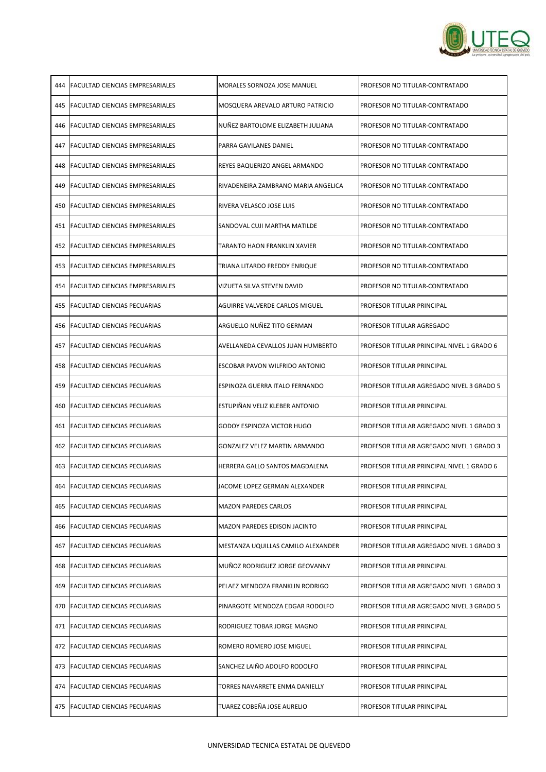| | | | |
|---|---|---|---|
| 444 | FACULTAD CIENCIAS EMPRESARIALES | MORALES SORNOZA JOSE MANUEL | PROFESOR NO TITULAR-CONTRATADO |
| 445 | FACULTAD CIENCIAS EMPRESARIALES | MOSQUERA AREVALO ARTURO PATRICIO | PROFESOR NO TITULAR-CONTRATADO |
| 446 | FACULTAD CIENCIAS EMPRESARIALES | NUÑEZ BARTOLOME ELIZABETH JULIANA | PROFESOR NO TITULAR-CONTRATADO |
| 447 | FACULTAD CIENCIAS EMPRESARIALES | PARRA GAVILANES DANIEL | PROFESOR NO TITULAR-CONTRATADO |
| 448 | FACULTAD CIENCIAS EMPRESARIALES | REYES BAQUERIZO ANGEL ARMANDO | PROFESOR NO TITULAR-CONTRATADO |
| 449 | FACULTAD CIENCIAS EMPRESARIALES | RIVADENEIRA ZAMBRANO MARIA ANGELICA | PROFESOR NO TITULAR-CONTRATADO |
| 450 | FACULTAD CIENCIAS EMPRESARIALES | RIVERA VELASCO JOSE LUIS | PROFESOR NO TITULAR-CONTRATADO |
| 451 | FACULTAD CIENCIAS EMPRESARIALES | SANDOVAL CUJI MARTHA MATILDE | PROFESOR NO TITULAR-CONTRATADO |
| 452 | FACULTAD CIENCIAS EMPRESARIALES | TARANTO HAON FRANKLIN XAVIER | PROFESOR NO TITULAR-CONTRATADO |
| 453 | FACULTAD CIENCIAS EMPRESARIALES | TRIANA LITARDO FREDDY ENRIQUE | PROFESOR NO TITULAR-CONTRATADO |
| 454 | FACULTAD CIENCIAS EMPRESARIALES | VIZUETA SILVA STEVEN DAVID | PROFESOR NO TITULAR-CONTRATADO |
| 455 | FACULTAD CIENCIAS PECUARIAS | AGUIRRE VALVERDE CARLOS MIGUEL | PROFESOR TITULAR PRINCIPAL |
| 456 | FACULTAD CIENCIAS PECUARIAS | ARGUELLO NUÑEZ TITO GERMAN | PROFESOR TITULAR AGREGADO |
| 457 | FACULTAD CIENCIAS PECUARIAS | AVELLANEDA CEVALLOS JUAN HUMBERTO | PROFESOR TITULAR PRINCIPAL NIVEL 1 GRADO 6 |
| 458 | FACULTAD CIENCIAS PECUARIAS | ESCOBAR PAVON WILFRIDO ANTONIO | PROFESOR TITULAR PRINCIPAL |
| 459 | FACULTAD CIENCIAS PECUARIAS | ESPINOZA GUERRA ITALO FERNANDO | PROFESOR TITULAR AGREGADO NIVEL 3 GRADO 5 |
| 460 | FACULTAD CIENCIAS PECUARIAS | ESTUPIÑAN VELIZ KLEBER ANTONIO | PROFESOR TITULAR PRINCIPAL |
| 461 | FACULTAD CIENCIAS PECUARIAS | GODOY ESPINOZA VICTOR HUGO | PROFESOR TITULAR AGREGADO NIVEL 1 GRADO 3 |
| 462 | FACULTAD CIENCIAS PECUARIAS | GONZALEZ VELEZ MARTIN ARMANDO | PROFESOR TITULAR AGREGADO NIVEL 1 GRADO 3 |
| 463 | FACULTAD CIENCIAS PECUARIAS | HERRERA GALLO SANTOS MAGDALENA | PROFESOR TITULAR PRINCIPAL NIVEL 1 GRADO 6 |
| 464 | FACULTAD CIENCIAS PECUARIAS | JACOME LOPEZ GERMAN ALEXANDER | PROFESOR TITULAR PRINCIPAL |
| 465 | FACULTAD CIENCIAS PECUARIAS | MAZON PAREDES CARLOS | PROFESOR TITULAR PRINCIPAL |
| 466 | FACULTAD CIENCIAS PECUARIAS | MAZON PAREDES EDISON JACINTO | PROFESOR TITULAR PRINCIPAL |
| 467 | FACULTAD CIENCIAS PECUARIAS | MESTANZA UQUILLAS CAMILO ALEXANDER | PROFESOR TITULAR AGREGADO NIVEL 1 GRADO 3 |
| 468 | FACULTAD CIENCIAS PECUARIAS | MUÑOZ RODRIGUEZ JORGE GEOVANNY | PROFESOR TITULAR PRINCIPAL |
| 469 | FACULTAD CIENCIAS PECUARIAS | PELAEZ MENDOZA FRANKLIN RODRIGO | PROFESOR TITULAR AGREGADO NIVEL 1 GRADO 3 |
| 470 | FACULTAD CIENCIAS PECUARIAS | PINARGOTE MENDOZA EDGAR RODOLFO | PROFESOR TITULAR AGREGADO NIVEL 3 GRADO 5 |
| 471 | FACULTAD CIENCIAS PECUARIAS | RODRIGUEZ TOBAR JORGE MAGNO | PROFESOR TITULAR PRINCIPAL |
| 472 | FACULTAD CIENCIAS PECUARIAS | ROMERO ROMERO JOSE MIGUEL | PROFESOR TITULAR PRINCIPAL |
| 473 | FACULTAD CIENCIAS PECUARIAS | SANCHEZ LAIÑO ADOLFO RODOLFO | PROFESOR TITULAR PRINCIPAL |
| 474 | FACULTAD CIENCIAS PECUARIAS | TORRES NAVARRETE ENMA DANIELLY | PROFESOR TITULAR PRINCIPAL |
| 475 | FACULTAD CIENCIAS PECUARIAS | TUAREZ COBEÑA JOSE AURELIO | PROFESOR TITULAR PRINCIPAL |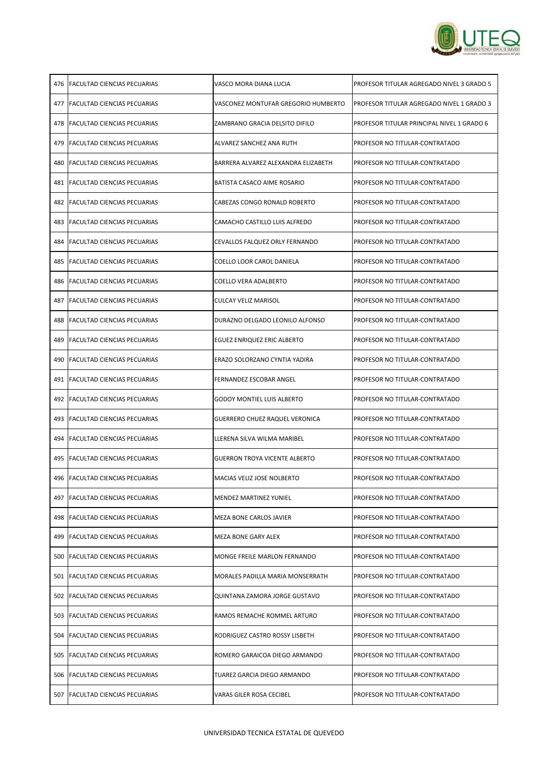| | | | |
|---|---|---|---|
| 476 | FACULTAD CIENCIAS PECUARIAS | VASCO MORA DIANA LUCIA | PROFESOR TITULAR AGREGADO NIVEL 3 GRADO 5 |
| 477 | FACULTAD CIENCIAS PECUARIAS | VASCONEZ MONTUFAR GREGORIO HUMBERTO | PROFESOR TITULAR AGREGADO NIVEL 1 GRADO 3 |
| 478 | FACULTAD CIENCIAS PECUARIAS | ZAMBRANO GRACIA DELSITO DIFILO | PROFESOR TITULAR PRINCIPAL NIVEL 1 GRADO 6 |
| 479 | FACULTAD CIENCIAS PECUARIAS | ALVAREZ SANCHEZ ANA RUTH | PROFESOR NO TITULAR-CONTRATADO |
| 480 | FACULTAD CIENCIAS PECUARIAS | BARRERA ALVAREZ ALEXANDRA ELIZABETH | PROFESOR NO TITULAR-CONTRATADO |
| 481 | FACULTAD CIENCIAS PECUARIAS | BATISTA CASACO AIME ROSARIO | PROFESOR NO TITULAR-CONTRATADO |
| 482 | FACULTAD CIENCIAS PECUARIAS | CABEZAS CONGO RONALD ROBERTO | PROFESOR NO TITULAR-CONTRATADO |
| 483 | FACULTAD CIENCIAS PECUARIAS | CAMACHO CASTILLO LUIS ALFREDO | PROFESOR NO TITULAR-CONTRATADO |
| 484 | FACULTAD CIENCIAS PECUARIAS | CEVALLOS FALQUEZ ORLY FERNANDO | PROFESOR NO TITULAR-CONTRATADO |
| 485 | FACULTAD CIENCIAS PECUARIAS | COELLO LOOR CAROL DANIELA | PROFESOR NO TITULAR-CONTRATADO |
| 486 | FACULTAD CIENCIAS PECUARIAS | COELLO VERA ADALBERTO | PROFESOR NO TITULAR-CONTRATADO |
| 487 | FACULTAD CIENCIAS PECUARIAS | CULCAY VELIZ MARISOL | PROFESOR NO TITULAR-CONTRATADO |
| 488 | FACULTAD CIENCIAS PECUARIAS | DURAZNO DELGADO LEONILO ALFONSO | PROFESOR NO TITULAR-CONTRATADO |
| 489 | FACULTAD CIENCIAS PECUARIAS | EGUEZ ENRIQUEZ ERIC ALBERTO | PROFESOR NO TITULAR-CONTRATADO |
| 490 | FACULTAD CIENCIAS PECUARIAS | ERAZO SOLORZANO CYNTIA YADIRA | PROFESOR NO TITULAR-CONTRATADO |
| 491 | FACULTAD CIENCIAS PECUARIAS | FERNANDEZ ESCOBAR ANGEL | PROFESOR NO TITULAR-CONTRATADO |
| 492 | FACULTAD CIENCIAS PECUARIAS | GODOY MONTIEL LUIS ALBERTO | PROFESOR NO TITULAR-CONTRATADO |
| 493 | FACULTAD CIENCIAS PECUARIAS | GUERRERO CHUEZ RAQUEL VERONICA | PROFESOR NO TITULAR-CONTRATADO |
| 494 | FACULTAD CIENCIAS PECUARIAS | LLERENA SILVA WILMA MARIBEL | PROFESOR NO TITULAR-CONTRATADO |
| 495 | FACULTAD CIENCIAS PECUARIAS | GUERRON TROYA VICENTE ALBERTO | PROFESOR NO TITULAR-CONTRATADO |
| 496 | FACULTAD CIENCIAS PECUARIAS | MACIAS VELIZ JOSE NOLBERTO | PROFESOR NO TITULAR-CONTRATADO |
| 497 | FACULTAD CIENCIAS PECUARIAS | MENDEZ MARTINEZ YUNIEL | PROFESOR NO TITULAR-CONTRATADO |
| 498 | FACULTAD CIENCIAS PECUARIAS | MEZA BONE CARLOS JAVIER | PROFESOR NO TITULAR-CONTRATADO |
| 499 | FACULTAD CIENCIAS PECUARIAS | MEZA BONE GARY ALEX | PROFESOR NO TITULAR-CONTRATADO |
| 500 | FACULTAD CIENCIAS PECUARIAS | MONGE FREILE MARLON FERNANDO | PROFESOR NO TITULAR-CONTRATADO |
| 501 | FACULTAD CIENCIAS PECUARIAS | MORALES PADILLA MARIA MONSERRATH | PROFESOR NO TITULAR-CONTRATADO |
| 502 | FACULTAD CIENCIAS PECUARIAS | QUINTANA ZAMORA JORGE GUSTAVO | PROFESOR NO TITULAR-CONTRATADO |
| 503 | FACULTAD CIENCIAS PECUARIAS | RAMOS REMACHE ROMMEL ARTURO | PROFESOR NO TITULAR-CONTRATADO |
| 504 | FACULTAD CIENCIAS PECUARIAS | RODRIGUEZ CASTRO ROSSY LISBETH | PROFESOR NO TITULAR-CONTRATADO |
| 505 | FACULTAD CIENCIAS PECUARIAS | ROMERO GARAICOA DIEGO ARMANDO | PROFESOR NO TITULAR-CONTRATADO |
| 506 | FACULTAD CIENCIAS PECUARIAS | TUAREZ GARCIA DIEGO ARMANDO | PROFESOR NO TITULAR-CONTRATADO |
| 507 | FACULTAD CIENCIAS PECUARIAS | VARAS GILER ROSA CECIBEL | PROFESOR NO TITULAR-CONTRATADO |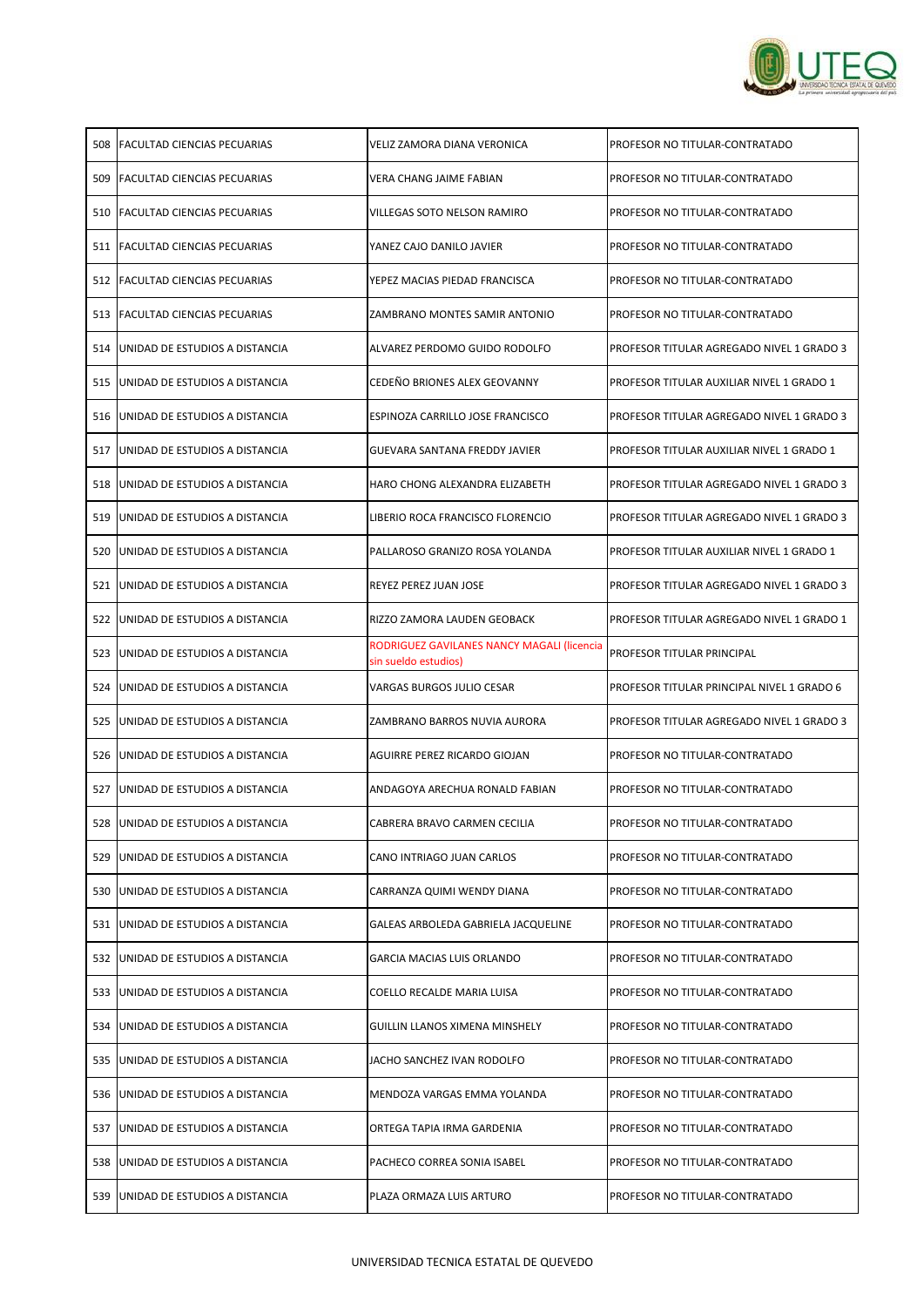| 508 | FACULTAD CIENCIAS PECUARIAS | VELIZ ZAMORA DIANA VERONICA | PROFESOR NO TITULAR-CONTRATADO |
|---|---|---|---|
| 509 | FACULTAD CIENCIAS PECUARIAS | VERA CHANG JAIME FABIAN | PROFESOR NO TITULAR-CONTRATADO |
| 510 | FACULTAD CIENCIAS PECUARIAS | VILLEGAS SOTO NELSON RAMIRO | PROFESOR NO TITULAR-CONTRATADO |
| 511 | FACULTAD CIENCIAS PECUARIAS | YANEZ CAJO DANILO JAVIER | PROFESOR NO TITULAR-CONTRATADO |
| 512 | FACULTAD CIENCIAS PECUARIAS | YEPEZ MACIAS PIEDAD FRANCISCA | PROFESOR NO TITULAR-CONTRATADO |
| 513 | FACULTAD CIENCIAS PECUARIAS | ZAMBRANO MONTES SAMIR ANTONIO | PROFESOR NO TITULAR-CONTRATADO |
| 514 | UNIDAD DE ESTUDIOS A DISTANCIA | ALVAREZ PERDOMO GUIDO RODOLFO | PROFESOR TITULAR AGREGADO NIVEL 1 GRADO 3 |
| 515 | UNIDAD DE ESTUDIOS A DISTANCIA | CEDEÑO BRIONES ALEX GEOVANNY | PROFESOR TITULAR AUXILIAR NIVEL 1 GRADO 1 |
| 516 | UNIDAD DE ESTUDIOS A DISTANCIA | ESPINOZA CARRILLO JOSE FRANCISCO | PROFESOR TITULAR AGREGADO NIVEL 1 GRADO 3 |
| 517 | UNIDAD DE ESTUDIOS A DISTANCIA | GUEVARA SANTANA FREDDY JAVIER | PROFESOR TITULAR AUXILIAR NIVEL 1 GRADO 1 |
| 518 | UNIDAD DE ESTUDIOS A DISTANCIA | HARO CHONG ALEXANDRA ELIZABETH | PROFESOR TITULAR AGREGADO NIVEL 1 GRADO 3 |
| 519 | UNIDAD DE ESTUDIOS A DISTANCIA | LIBERIO ROCA FRANCISCO FLORENCIO | PROFESOR TITULAR AGREGADO NIVEL 1 GRADO 3 |
| 520 | UNIDAD DE ESTUDIOS A DISTANCIA | PALLAROSO GRANIZO ROSA YOLANDA | PROFESOR TITULAR AUXILIAR NIVEL 1 GRADO 1 |
| 521 | UNIDAD DE ESTUDIOS A DISTANCIA | REYEZ PEREZ JUAN JOSE | PROFESOR TITULAR AGREGADO NIVEL 1 GRADO 3 |
| 522 | UNIDAD DE ESTUDIOS A DISTANCIA | RIZZO ZAMORA LAUDEN GEOBACK | PROFESOR TITULAR AGREGADO NIVEL 1 GRADO 1 |
| 523 | UNIDAD DE ESTUDIOS A DISTANCIA | RODRIGUEZ GAVILANES NANCY MAGALI (licencia sin sueldo estudios) | PROFESOR TITULAR PRINCIPAL |
| 524 | UNIDAD DE ESTUDIOS A DISTANCIA | VARGAS BURGOS JULIO CESAR | PROFESOR TITULAR PRINCIPAL NIVEL 1 GRADO 6 |
| 525 | UNIDAD DE ESTUDIOS A DISTANCIA | ZAMBRANO BARROS NUVIA AURORA | PROFESOR TITULAR AGREGADO NIVEL 1 GRADO 3 |
| 526 | UNIDAD DE ESTUDIOS A DISTANCIA | AGUIRRE PEREZ RICARDO GIOJAN | PROFESOR NO TITULAR-CONTRATADO |
| 527 | UNIDAD DE ESTUDIOS A DISTANCIA | ANDAGOYA ARECHUA RONALD FABIAN | PROFESOR NO TITULAR-CONTRATADO |
| 528 | UNIDAD DE ESTUDIOS A DISTANCIA | CABRERA BRAVO CARMEN CECILIA | PROFESOR NO TITULAR-CONTRATADO |
| 529 | UNIDAD DE ESTUDIOS A DISTANCIA | CANO INTRIAGO JUAN CARLOS | PROFESOR NO TITULAR-CONTRATADO |
| 530 | UNIDAD DE ESTUDIOS A DISTANCIA | CARRANZA QUIMI WENDY DIANA | PROFESOR NO TITULAR-CONTRATADO |
| 531 | UNIDAD DE ESTUDIOS A DISTANCIA | GALEAS ARBOLEDA GABRIELA JACQUELINE | PROFESOR NO TITULAR-CONTRATADO |
| 532 | UNIDAD DE ESTUDIOS A DISTANCIA | GARCIA MACIAS LUIS ORLANDO | PROFESOR NO TITULAR-CONTRATADO |
| 533 | UNIDAD DE ESTUDIOS A DISTANCIA | COELLO RECALDE MARIA LUISA | PROFESOR NO TITULAR-CONTRATADO |
| 534 | UNIDAD DE ESTUDIOS A DISTANCIA | GUILLIN LLANOS XIMENA MINSHELY | PROFESOR NO TITULAR-CONTRATADO |
| 535 | UNIDAD DE ESTUDIOS A DISTANCIA | JACHO SANCHEZ IVAN RODOLFO | PROFESOR NO TITULAR-CONTRATADO |
| 536 | UNIDAD DE ESTUDIOS A DISTANCIA | MENDOZA VARGAS EMMA YOLANDA | PROFESOR NO TITULAR-CONTRATADO |
| 537 | UNIDAD DE ESTUDIOS A DISTANCIA | ORTEGA TAPIA IRMA GARDENIA | PROFESOR NO TITULAR-CONTRATADO |
| 538 | UNIDAD DE ESTUDIOS A DISTANCIA | PACHECO CORREA SONIA ISABEL | PROFESOR NO TITULAR-CONTRATADO |
| 539 | UNIDAD DE ESTUDIOS A DISTANCIA | PLAZA ORMAZA LUIS ARTURO | PROFESOR NO TITULAR-CONTRATADO |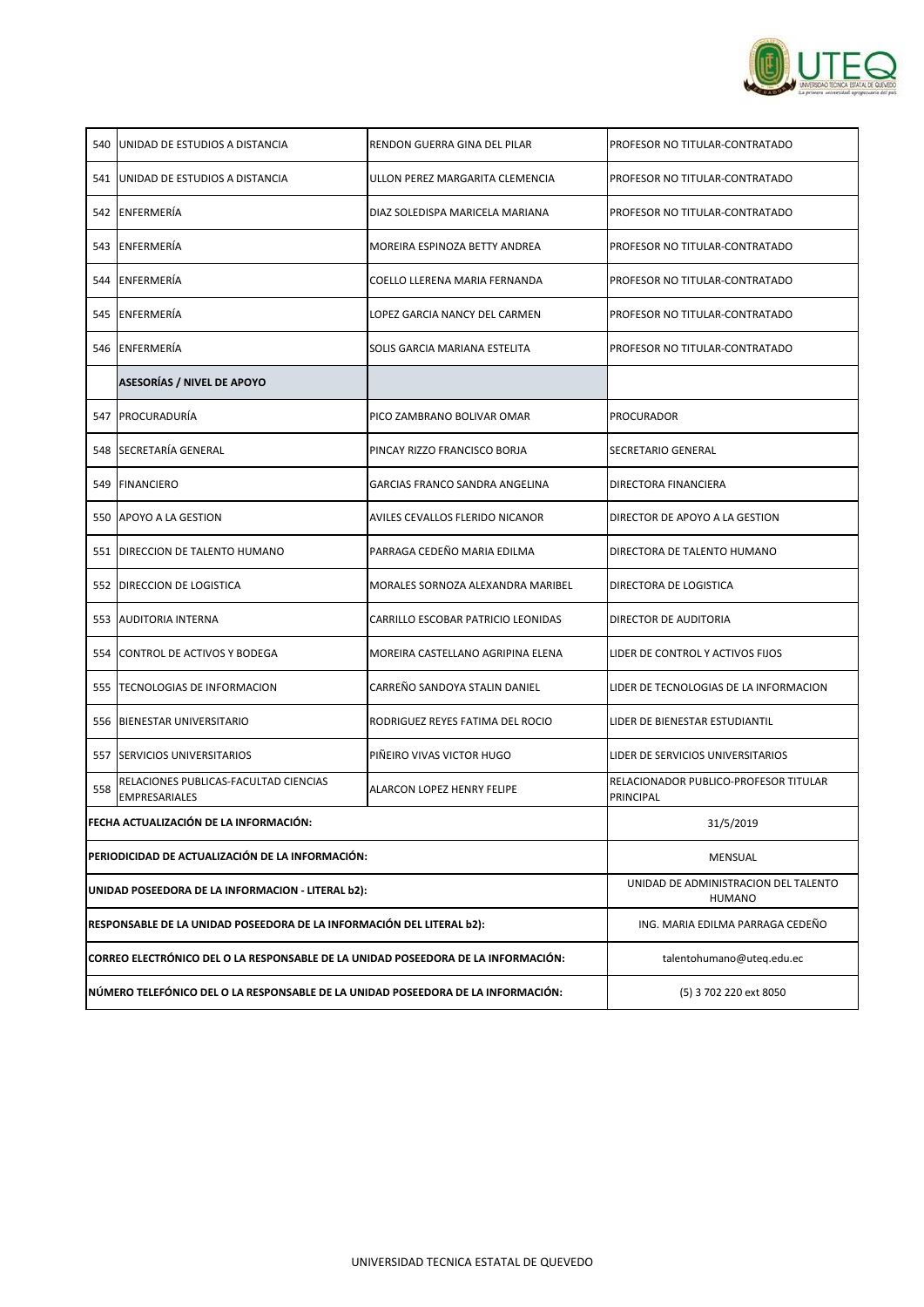| | | | |
|---|---|---|---|
| 540 | UNIDAD DE ESTUDIOS A DISTANCIA | RENDON GUERRA GINA DEL PILAR | PROFESOR NO TITULAR-CONTRATADO |
| 541 | UNIDAD DE ESTUDIOS A DISTANCIA | ULLON PEREZ MARGARITA CLEMENCIA | PROFESOR NO TITULAR-CONTRATADO |
| 542 | ENFERMERÍA | DIAZ SOLEDISPA MARICELA MARIANA | PROFESOR NO TITULAR-CONTRATADO |
| 543 | ENFERMERÍA | MOREIRA ESPINOZA BETTY ANDREA | PROFESOR NO TITULAR-CONTRATADO |
| 544 | ENFERMERÍA | COELLO LLERENA MARIA FERNANDA | PROFESOR NO TITULAR-CONTRATADO |
| 545 | ENFERMERÍA | LOPEZ GARCIA NANCY DEL CARMEN | PROFESOR NO TITULAR-CONTRATADO |
| 546 | ENFERMERÍA | SOLIS GARCIA MARIANA ESTELITA | PROFESOR NO TITULAR-CONTRATADO |
| | **ASESORÍAS / NIVEL DE APOYO** | | |
| 547 | PROCURADURÍA | PICO ZAMBRANO BOLIVAR OMAR | PROCURADOR |
| 548 | SECRETARÍA GENERAL | PINCAY RIZZO FRANCISCO BORJA | SECRETARIO GENERAL |
| 549 | FINANCIERO | GARCIAS FRANCO SANDRA ANGELINA | DIRECTORA FINANCIERA |
| 550 | APOYO A LA GESTION | AVILES CEVALLOS FLERIDO NICANOR | DIRECTOR DE APOYO A LA GESTION |
| 551 | DIRECCION DE TALENTO HUMANO | PARRAGA CEDEÑO MARIA EDILMA | DIRECTORA DE TALENTO HUMANO |
| 552 | DIRECCION DE LOGISTICA | MORALES SORNOZA ALEXANDRA MARIBEL | DIRECTORA DE LOGISTICA |
| 553 | AUDITORIA INTERNA | CARRILLO ESCOBAR PATRICIO LEONIDAS | DIRECTOR DE AUDITORIA |
| 554 | CONTROL DE ACTIVOS Y BODEGA | MOREIRA CASTELLANO AGRIPINA ELENA | LIDER DE CONTROL Y ACTIVOS FIJOS |
| 555 | TECNOLOGIAS DE INFORMACION | CARREÑO SANDOYA STALIN DANIEL | LIDER DE TECNOLOGIAS DE LA INFORMACION |
| 556 | BIENESTAR UNIVERSITARIO | RODRIGUEZ REYES FATIMA DEL ROCIO | LIDER DE BIENESTAR ESTUDIANTIL |
| 557 | SERVICIOS UNIVERSITARIOS | PIÑEIRO VIVAS VICTOR HUGO | LIDER DE SERVICIOS UNIVERSITARIOS |
| 558 | RELACIONES PUBLICAS-FACULTAD CIENCIAS EMPRESARIALES | ALARCON LOPEZ HENRY FELIPE | RELACIONADOR PUBLICO-PROFESOR TITULAR PRINCIPAL |
| **FECHA ACTUALIZACIÓN DE LA INFORMACIÓN:** | | | 31/5/2019 |
| **PERIODICIDAD DE ACTUALIZACIÓN DE LA INFORMACIÓN:** | | | MENSUAL |
| **UNIDAD POSEEDORA DE LA INFORMACION - LITERAL b2):** | | | UNIDAD DE ADMINISTRACION DEL TALENTO HUMANO |
| **RESPONSABLE DE LA UNIDAD POSEEDORA DE LA INFORMACIÓN DEL LITERAL b2):** | | | ING. MARIA EDILMA PARRAGA CEDEÑO |
| **CORREO ELECTRÓNICO DEL O LA RESPONSABLE DE LA UNIDAD POSEEDORA DE LA INFORMACIÓN:** | | | talentohumano@uteq.edu.ec |
| **NÚMERO TELEFÓNICO DEL O LA RESPONSABLE DE LA UNIDAD POSEEDORA DE LA INFORMACIÓN:** | | | (5) 3 702 220 ext 8050 |